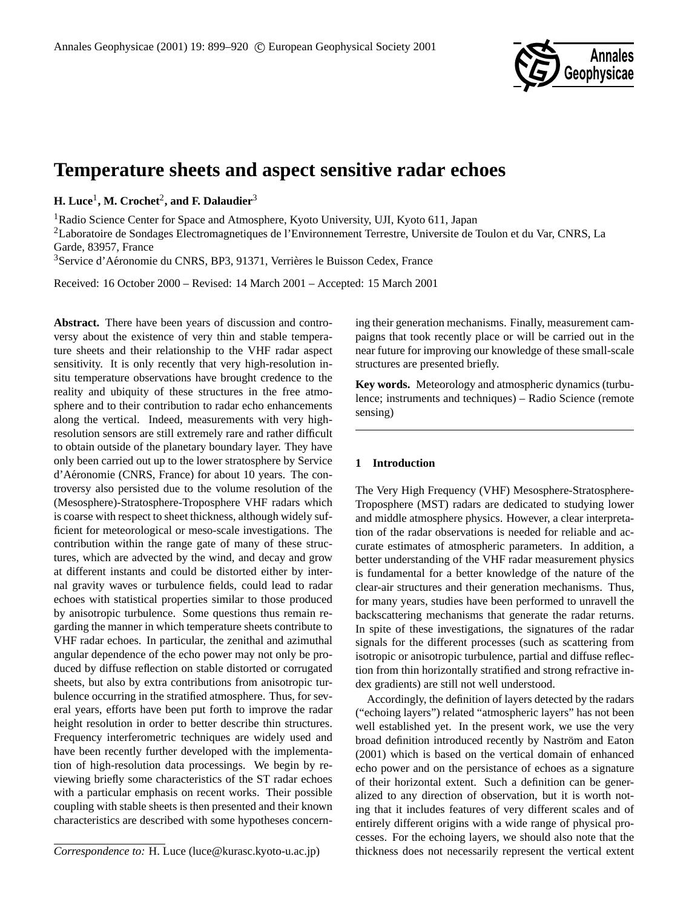// Temperature sheets and aspect sensitive radar echoes

**H. Luce**[1], **M. Crochet**[2], **and F. Dalaudier**[3]

[1]Radio Science Center for Space and Atmosphere, Kyoto University, UJI, Kyoto 611, Japan

[2]Laboratoire de Sondages Electromagnetiques de l'Environnement Terrestre, Universite de Toulon et du Var, CNRS, La Garde, 83957, France

[3]Service d'Aéronomie du CNRS, BP3, 91371, Verrières le Buisson Cedex, France

Received: 16 October 2000 – Revised: 14 March 2001 – Accepted: 15 March 2001

**Abstract.** There have been years of discussion and controversy about the existence of very thin and stable temperature sheets and their relationship to the VHF radar aspect sensitivity. It is only recently that very high-resolution in-situ temperature observations have brought credence to the reality and ubiquity of these structures in the free atmosphere and to their contribution to radar echo enhancements along the vertical. Indeed, measurements with very high-resolution sensors are still extremely rare and rather difficult to obtain outside of the planetary boundary layer. They have only been carried out up to the lower stratosphere by Service d'Aéronomie (CNRS, France) for about 10 years. The controversy also persisted due to the volume resolution of the (Mesosphere)-Stratosphere-Troposphere VHF radars which is coarse with respect to sheet thickness, although widely sufficient for meteorological or meso-scale investigations. The contribution within the range gate of many of these structures, which are advected by the wind, and decay and grow at different instants and could be distorted either by internal gravity waves or turbulence fields, could lead to radar echoes with statistical properties similar to those produced by anisotropic turbulence. Some questions thus remain regarding the manner in which temperature sheets contribute to VHF radar echoes. In particular, the zenithal and azimuthal angular dependence of the echo power may not only be produced by diffuse reflection on stable distorted or corrugated sheets, but also by extra contributions from anisotropic turbulence occurring in the stratified atmosphere. Thus, for several years, efforts have been put forth to improve the radar height resolution in order to better describe thin structures. Frequency interferometric techniques are widely used and have been recently further developed with the implementation of high-resolution data processings. We begin by reviewing briefly some characteristics of the ST radar echoes with a particular emphasis on recent works. Their possible coupling with stable sheets is then presented and their known characteristics are described with some hypotheses concerning their generation mechanisms. Finally, measurement campaigns that took recently place or will be carried out in the near future for improving our knowledge of these small-scale structures are presented briefly.

**Key words.** Meteorology and atmospheric dynamics (turbulence; instruments and techniques) – Radio Science (remote sensing)

## 1 Introduction

The Very High Frequency (VHF) Mesosphere-Stratosphere-Troposphere (MST) radars are dedicated to studying lower and middle atmosphere physics. However, a clear interpretation of the radar observations is needed for reliable and accurate estimates of atmospheric parameters. In addition, a better understanding of the VHF radar measurement physics is fundamental for a better knowledge of the nature of the clear-air structures and their generation mechanisms. Thus, for many years, studies have been performed to unravell the backscattering mechanisms that generate the radar returns. In spite of these investigations, the signatures of the radar signals for the different processes (such as scattering from isotropic or anisotropic turbulence, partial and diffuse reflection from thin horizontally stratified and strong refractive index gradients) are still not well understood.

Accordingly, the definition of layers detected by the radars ("echoing layers") related "atmospheric layers" has not been well established yet. In the present work, we use the very broad definition introduced recently by Naström and Eaton (2001) which is based on the vertical domain of enhanced echo power and on the persistance of echoes as a signature of their horizontal extent. Such a definition can be generalized to any direction of observation, but it is worth noting that it includes features of very different scales and of entirely different origins with a wide range of physical processes. For the echoing layers, we should also note that the thickness does not necessarily represent the vertical extent

*Correspondence to:* H. Luce (luce@kurasc.kyoto-u.ac.jp)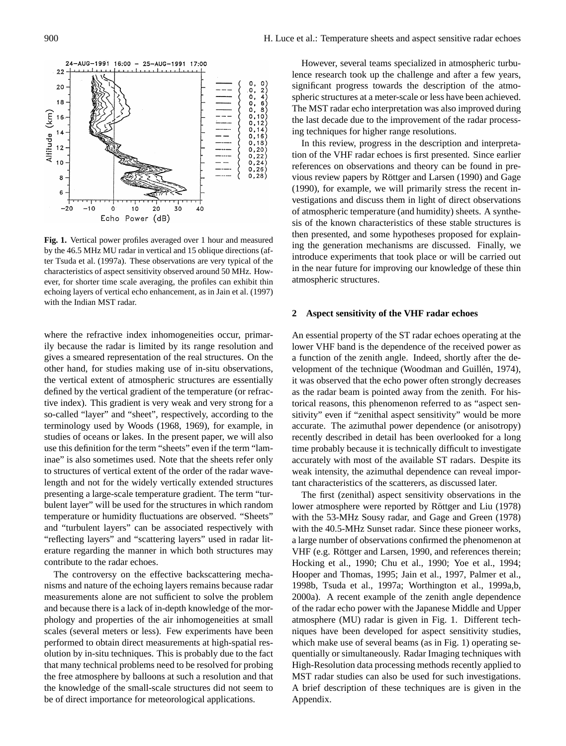**Fig. 1.** Vertical power profiles averaged over 1 hour and measured by the 46.5 MHz MU radar in vertical and 15 oblique directions (after Tsuda et al. (1997a). These observations are very typical of the characteristics of aspect sensitivity observed around 50 MHz. However, for shorter time scale averaging, the profiles can exhibit thin echoing layers of vertical echo enhancement, as in Jain et al. (1997) with the Indian MST radar.

where the refractive index inhomogeneities occur, primarily because the radar is limited by its range resolution and gives a smeared representation of the real structures. On the other hand, for studies making use of in-situ observations, the vertical extent of atmospheric structures are essentially defined by the vertical gradient of the temperature (or refractive index). This gradient is very weak and very strong for a so-called "layer" and "sheet", respectively, according to the terminology used by Woods (1968, 1969), for example, in studies of oceans or lakes. In the present paper, we will also use this definition for the term "sheets" even if the term "laminae" is also sometimes used. Note that the sheets refer only to structures of vertical extent of the order of the radar wavelength and not for the widely vertically extended structures presenting a large-scale temperature gradient. The term "turbulent layer" will be used for the structures in which random temperature or humidity fluctuations are observed. "Sheets" and "turbulent layers" can be associated respectively with "reflecting layers" and "scattering layers" used in radar literature regarding the manner in which both structures may contribute to the radar echoes.

The controversy on the effective backscattering mechanisms and nature of the echoing layers remains because radar measurements alone are not sufficient to solve the problem and because there is a lack of in-depth knowledge of the morphology and properties of the air inhomogeneities at small scales (several meters or less). Few experiments have been performed to obtain direct measurements at high-spatial resolution by in-situ techniques. This is probably due to the fact that many technical problems need to be resolved for probing the free atmosphere by balloons at such a resolution and that the knowledge of the small-scale structures did not seem to be of direct importance for meteorological applications.

However, several teams specialized in atmospheric turbulence research took up the challenge and after a few years, significant progress towards the description of the atmospheric structures at a meter-scale or less have been achieved. The MST radar echo interpretation was also improved during the last decade due to the improvement of the radar processing techniques for higher range resolutions.

In this review, progress in the description and interpretation of the VHF radar echoes is first presented. Since earlier references on observations and theory can be found in previous review papers by Röttger and Larsen (1990) and Gage (1990), for example, we will primarily stress the recent investigations and discuss them in light of direct observations of atmospheric temperature (and humidity) sheets. A synthesis of the known characteristics of these stable structures is then presented, and some hypotheses proposed for explaining the generation mechanisms are discussed. Finally, we introduce experiments that took place or will be carried out in the near future for improving our knowledge of these thin atmospheric structures.

## 2 Aspect sensitivity of the VHF radar echoes

An essential property of the ST radar echoes operating at the lower VHF band is the dependence of the received power as a function of the zenith angle. Indeed, shortly after the development of the technique (Woodman and Guillén, 1974), it was observed that the echo power often strongly decreases as the radar beam is pointed away from the zenith. For historical reasons, this phenomenon referred to as "aspect sensitivity" even if "zenithal aspect sensitivity" would be more accurate. The azimuthal power dependence (or anisotropy) recently described in detail has been overlooked for a long time probably because it is technically difficult to investigate accurately with most of the available ST radars. Despite its weak intensity, the azimuthal dependence can reveal important characteristics of the scatterers, as discussed later.

The first (zenithal) aspect sensitivity observations in the lower atmosphere were reported by Röttger and Liu (1978) with the 53-MHz Sousy radar, and Gage and Green (1978) with the 40.5-MHz Sunset radar. Since these pioneer works, a large number of observations confirmed the phenomenon at VHF (e.g. Röttger and Larsen, 1990, and references therein; Hocking et al., 1990; Chu et al., 1990; Yoe et al., 1994; Hooper and Thomas, 1995; Jain et al., 1997, Palmer et al., 1998b, Tsuda et al., 1997a; Worthington et al., 1999a,b, 2000a). A recent example of the zenith angle dependence of the radar echo power with the Japanese Middle and Upper atmosphere (MU) radar is given in Fig. 1. Different techniques have been developed for aspect sensitivity studies, which make use of several beams (as in Fig. 1) operating sequentially or simultaneously. Radar Imaging techniques with High-Resolution data processing methods recently applied to MST radar studies can also be used for such investigations. A brief description of these techniques are is given in the Appendix.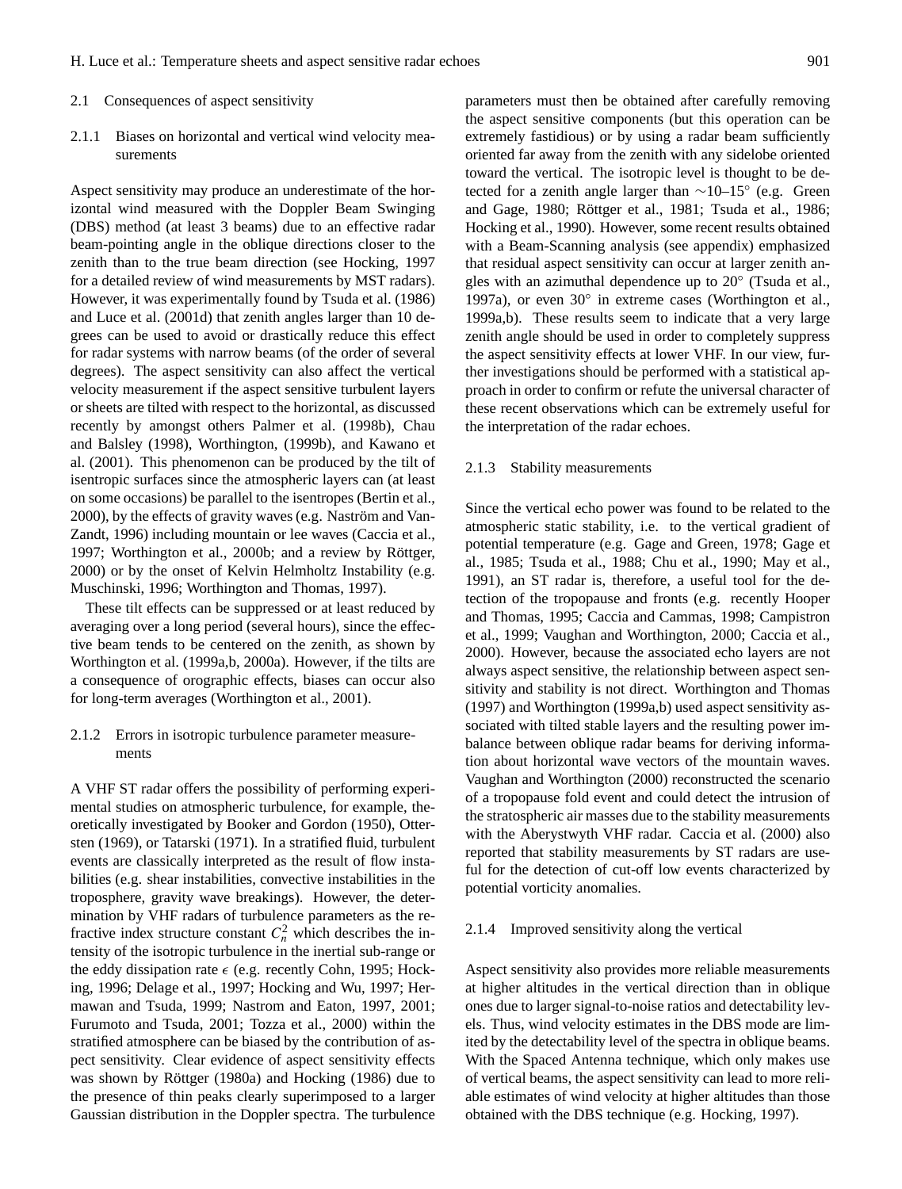### 2.1 Consequences of aspect sensitivity

#### 2.1.1 Biases on horizontal and vertical wind velocity measurements

Aspect sensitivity may produce an underestimate of the horizontal wind measured with the Doppler Beam Swinging (DBS) method (at least 3 beams) due to an effective radar beam-pointing angle in the oblique directions closer to the zenith than to the true beam direction (see Hocking, 1997 for a detailed review of wind measurements by MST radars). However, it was experimentally found by Tsuda et al. (1986) and Luce et al. (2001d) that zenith angles larger than 10 degrees can be used to avoid or drastically reduce this effect for radar systems with narrow beams (of the order of several degrees). The aspect sensitivity can also affect the vertical velocity measurement if the aspect sensitive turbulent layers or sheets are tilted with respect to the horizontal, as discussed recently by amongst others Palmer et al. (1998b), Chau and Balsley (1998), Worthington, (1999b), and Kawano et al. (2001). This phenomenon can be produced by the tilt of isentropic surfaces since the atmospheric layers can (at least on some occasions) be parallel to the isentropes (Bertin et al., 2000), by the effects of gravity waves (e.g. Naström and VanZandt, 1996) including mountain or lee waves (Caccia et al., 1997; Worthington et al., 2000b; and a review by Röttger, 2000) or by the onset of Kelvin Helmholtz Instability (e.g. Muschinski, 1996; Worthington and Thomas, 1997).

These tilt effects can be suppressed or at least reduced by averaging over a long period (several hours), since the effective beam tends to be centered on the zenith, as shown by Worthington et al. (1999a,b, 2000a). However, if the tilts are a consequence of orographic effects, biases can occur also for long-term averages (Worthington et al., 2001).

#### 2.1.2 Errors in isotropic turbulence parameter measurements

A VHF ST radar offers the possibility of performing experimental studies on atmospheric turbulence, for example, theoretically investigated by Booker and Gordon (1950), Ottersten (1969), or Tatarski (1971). In a stratified fluid, turbulent events are classically interpreted as the result of flow instabilities (e.g. shear instabilities, convective instabilities in the troposphere, gravity wave breakings). However, the determination by VHF radars of turbulence parameters as the refractive index structure constant $C_n^2$ which describes the intensity of the isotropic turbulence in the inertial sub-range or the eddy dissipation rate $\epsilon$ (e.g. recently Cohn, 1995; Hocking, 1996; Delage et al., 1997; Hocking and Wu, 1997; Hermawan and Tsuda, 1999; Nastrom and Eaton, 1997, 2001; Furumoto and Tsuda, 2001; Tozza et al., 2000) within the stratified atmosphere can be biased by the contribution of aspect sensitivity. Clear evidence of aspect sensitivity effects was shown by Röttger (1980a) and Hocking (1986) due to the presence of thin peaks clearly superimposed to a larger Gaussian distribution in the Doppler spectra. The turbulence parameters must then be obtained after carefully removing the aspect sensitive components (but this operation can be extremely fastidious) or by using a radar beam sufficiently oriented far away from the zenith with any sidelobe oriented toward the vertical. The isotropic level is thought to be detected for a zenith angle larger than $\sim$10–15° (e.g. Green and Gage, 1980; Röttger et al., 1981; Tsuda et al., 1986; Hocking et al., 1990). However, some recent results obtained with a Beam-Scanning analysis (see appendix) emphasized that residual aspect sensitivity can occur at larger zenith angles with an azimuthal dependence up to 20° (Tsuda et al., 1997a), or even 30° in extreme cases (Worthington et al., 1999a,b). These results seem to indicate that a very large zenith angle should be used in order to completely suppress the aspect sensitivity effects at lower VHF. In our view, further investigations should be performed with a statistical approach in order to confirm or refute the universal character of these recent observations which can be extremely useful for the interpretation of the radar echoes.

#### 2.1.3 Stability measurements

Since the vertical echo power was found to be related to the atmospheric static stability, i.e. to the vertical gradient of potential temperature (e.g. Gage and Green, 1978; Gage et al., 1985; Tsuda et al., 1988; Chu et al., 1990; May et al., 1991), an ST radar is, therefore, a useful tool for the detection of the tropopause and fronts (e.g. recently Hooper and Thomas, 1995; Caccia and Cammas, 1998; Campistron et al., 1999; Vaughan and Worthington, 2000; Caccia et al., 2000). However, because the associated echo layers are not always aspect sensitive, the relationship between aspect sensitivity and stability is not direct. Worthington and Thomas (1997) and Worthington (1999a,b) used aspect sensitivity associated with tilted stable layers and the resulting power imbalance between oblique radar beams for deriving information about horizontal wave vectors of the mountain waves. Vaughan and Worthington (2000) reconstructed the scenario of a tropopause fold event and could detect the intrusion of the stratospheric air masses due to the stability measurements with the Aberystwyth VHF radar. Caccia et al. (2000) also reported that stability measurements by ST radars are useful for the detection of cut-off low events characterized by potential vorticity anomalies.

#### 2.1.4 Improved sensitivity along the vertical

Aspect sensitivity also provides more reliable measurements at higher altitudes in the vertical direction than in oblique ones due to larger signal-to-noise ratios and detectability levels. Thus, wind velocity estimates in the DBS mode are limited by the detectability level of the spectra in oblique beams. With the Spaced Antenna technique, which only makes use of vertical beams, the aspect sensitivity can lead to more reliable estimates of wind velocity at higher altitudes than those obtained with the DBS technique (e.g. Hocking, 1997).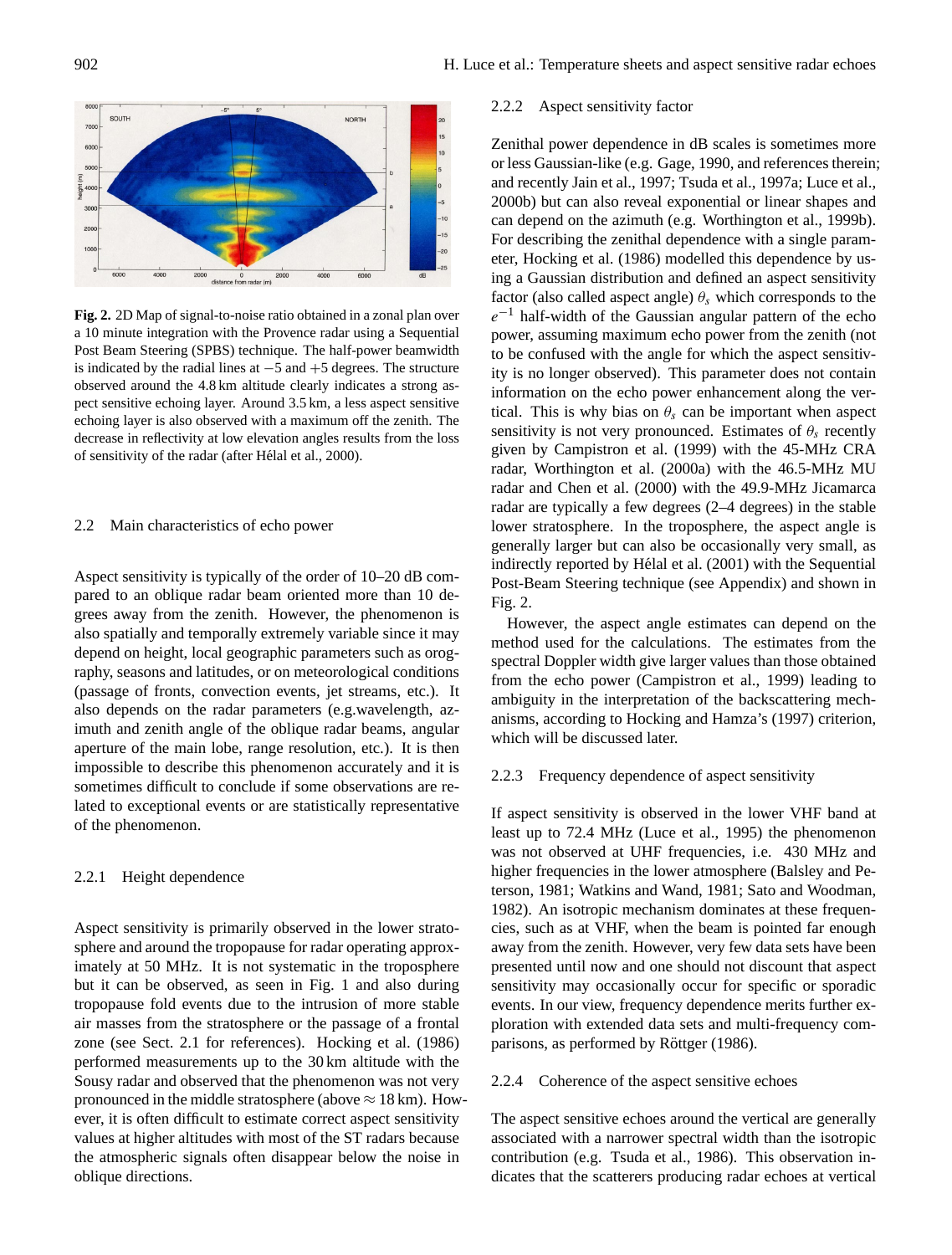**Fig. 2.** 2D Map of signal-to-noise ratio obtained in a zonal plan over a 10 minute integration with the Provence radar using a Sequential Post Beam Steering (SPBS) technique. The half-power beamwidth is indicated by the radial lines at −5 and +5 degrees. The structure observed around the 4.8 km altitude clearly indicates a strong aspect sensitive echoing layer. Around 3.5 km, a less aspect sensitive echoing layer is also observed with a maximum off the zenith. The decrease in reflectivity at low elevation angles results from the loss of sensitivity of the radar (after Hélal et al., 2000).

### 2.2 Main characteristics of echo power

Aspect sensitivity is typically of the order of 10–20 dB compared to an oblique radar beam oriented more than 10 degrees away from the zenith. However, the phenomenon is also spatially and temporally extremely variable since it may depend on height, local geographic parameters such as orography, seasons and latitudes, or on meteorological conditions (passage of fronts, convection events, jet streams, etc.). It also depends on the radar parameters (e.g.wavelength, azimuth and zenith angle of the oblique radar beams, angular aperture of the main lobe, range resolution, etc.). It is then impossible to describe this phenomenon accurately and it is sometimes difficult to conclude if some observations are related to exceptional events or are statistically representative of the phenomenon.

#### 2.2.1 Height dependence

Aspect sensitivity is primarily observed in the lower stratosphere and around the tropopause for radar operating approximately at 50 MHz. It is not systematic in the troposphere but it can be observed, as seen in Fig. 1 and also during tropopause fold events due to the intrusion of more stable air masses from the stratosphere or the passage of a frontal zone (see Sect. 2.1 for references). Hocking et al. (1986) performed measurements up to the 30 km altitude with the Sousy radar and observed that the phenomenon was not very pronounced in the middle stratosphere (above ≈ 18 km). However, it is often difficult to estimate correct aspect sensitivity values at higher altitudes with most of the ST radars because the atmospheric signals often disappear below the noise in oblique directions.

#### 2.2.2 Aspect sensitivity factor

Zenithal power dependence in dB scales is sometimes more or less Gaussian-like (e.g. Gage, 1990, and references therein; and recently Jain et al., 1997; Tsuda et al., 1997a; Luce et al., 2000b) but can also reveal exponential or linear shapes and can depend on the azimuth (e.g. Worthington et al., 1999b). For describing the zenithal dependence with a single parameter, Hocking et al. (1986) modelled this dependence by using a Gaussian distribution and defined an aspect sensitivity factor (also called aspect angle) $\theta_s$ which corresponds to the $e^{-1}$ half-width of the Gaussian angular pattern of the echo power, assuming maximum echo power from the zenith (not to be confused with the angle for which the aspect sensitivity is no longer observed). This parameter does not contain information on the echo power enhancement along the vertical. This is why bias on $\theta_s$ can be important when aspect sensitivity is not very pronounced. Estimates of $\theta_s$ recently given by Campistron et al. (1999) with the 45-MHz CRA radar, Worthington et al. (2000a) with the 46.5-MHz MU radar and Chen et al. (2000) with the 49.9-MHz Jicamarca radar are typically a few degrees (2–4 degrees) in the stable lower stratosphere. In the troposphere, the aspect angle is generally larger but can also be occasionally very small, as indirectly reported by Hélal et al. (2001) with the Sequential Post-Beam Steering technique (see Appendix) and shown in Fig. 2.

However, the aspect angle estimates can depend on the method used for the calculations. The estimates from the spectral Doppler width give larger values than those obtained from the echo power (Campistron et al., 1999) leading to ambiguity in the interpretation of the backscattering mechanisms, according to Hocking and Hamza's (1997) criterion, which will be discussed later.

#### 2.2.3 Frequency dependence of aspect sensitivity

If aspect sensitivity is observed in the lower VHF band at least up to 72.4 MHz (Luce et al., 1995) the phenomenon was not observed at UHF frequencies, i.e. 430 MHz and higher frequencies in the lower atmosphere (Balsley and Peterson, 1981; Watkins and Wand, 1981; Sato and Woodman, 1982). An isotropic mechanism dominates at these frequencies, such as at VHF, when the beam is pointed far enough away from the zenith. However, very few data sets have been presented until now and one should not discount that aspect sensitivity may occasionally occur for specific or sporadic events. In our view, frequency dependence merits further exploration with extended data sets and multi-frequency comparisons, as performed by Röttger (1986).

#### 2.2.4 Coherence of the aspect sensitive echoes

The aspect sensitive echoes around the vertical are generally associated with a narrower spectral width than the isotropic contribution (e.g. Tsuda et al., 1986). This observation indicates that the scatterers producing radar echoes at vertical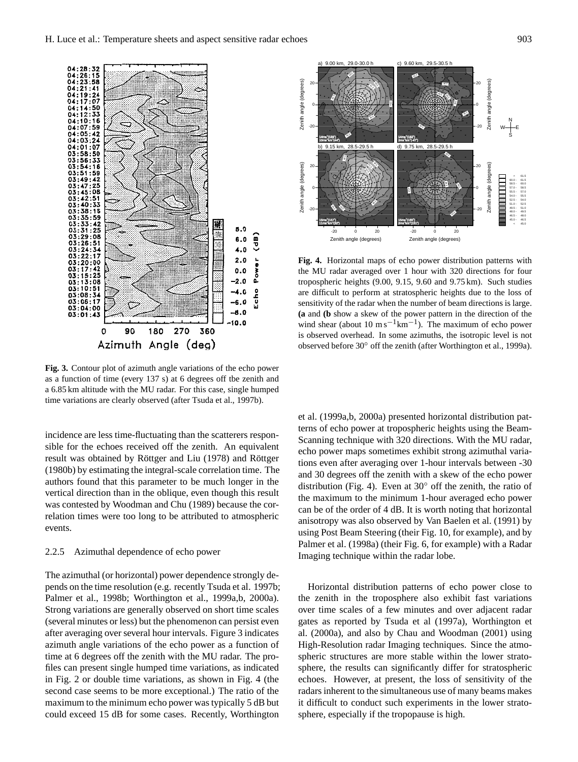**Fig. 3.** Contour plot of azimuth angle variations of the echo power as a function of time (every 137 s) at 6 degrees off tbe zenith and a 6.85 km altitude with the MU radar. For this case, single humped time variations are clearly observed (after Tsuda et al., 1997b).

**Fig. 4.** Horizontal maps of echo power distribution patterns with the MU radar averaged over 1 hour with 320 directions for four tropospheric heights (9.00, 9.15, 9.60 and 9.75 km). Such studies are difficult to perform at stratospheric heights due to the loss of sensitivity of the radar when the number of beam directions is large. **(a** and **(b** show a skew of the power pattern in the direction of the wind shear (about 10 $\mathrm{m\,s^{-1}km^{-1}}$). The maximum of echo power is observed overhead. In some azimuths, the isotropic level is not observed before 30° off the zenith (after Worthington et al., 1999a).

incidence are less time-fluctuating than the scatterers responsible for the echoes received off the zenith. An equivalent result was obtained by Röttger and Liu (1978) and Röttger (1980b) by estimating the integral-scale correlation time. The authors found that this parameter to be much longer in the vertical direction than in the oblique, even though this result was contested by Woodman and Chu (1989) because the correlation times were too long to be attributed to atmospheric events.

### 2.2.5 Azimuthal dependence of echo power

The azimuthal (or horizontal) power dependence strongly depends on the time resolution (e.g. recently Tsuda et al. 1997b; Palmer et al., 1998b; Worthington et al., 1999a,b, 2000a). Strong variations are generally observed on short time scales (several minutes or less) but the phenomenon can persist even after averaging over several hour intervals. Figure 3 indicates azimuth angle variations of the echo power as a function of time at 6 degrees off the zenith with the MU radar. The profiles can present single humped time variations, as indicated in Fig. 2 or double time variations, as shown in Fig. 4 (the second case seems to be more exceptional.) The ratio of the maximum to the minimum echo power was typically 5 dB but could exceed 15 dB for some cases. Recently, Worthington et al. (1999a,b, 2000a) presented horizontal distribution patterns of echo power at tropospheric heights using the Beam-Scanning technique with 320 directions. With the MU radar, echo power maps sometimes exhibit strong azimuthal variations even after averaging over 1-hour intervals between -30 and 30 degrees off the zenith with a skew of the echo power distribution (Fig. 4). Even at 30° off the zenith, the ratio of the maximum to the minimum 1-hour averaged echo power can be of the order of 4 dB. It is worth noting that horizontal anisotropy was also observed by Van Baelen et al. (1991) by using Post Beam Steering (their Fig. 10, for example), and by Palmer et al. (1998a) (their Fig. 6, for example) with a Radar Imaging technique within the radar lobe.

Horizontal distribution patterns of echo power close to the zenith in the troposphere also exhibit fast variations over time scales of a few minutes and over adjacent radar gates as reported by Tsuda et al (1997a), Worthington et al. (2000a), and also by Chau and Woodman (2001) using High-Resolution radar Imaging techniques. Since the atmospheric structures are more stable within the lower stratosphere, the results can significantly differ for stratospheric echoes. However, at present, the loss of sensitivity of the radars inherent to the simultaneous use of many beams makes it difficult to conduct such experiments in the lower stratosphere, especially if the tropopause is high.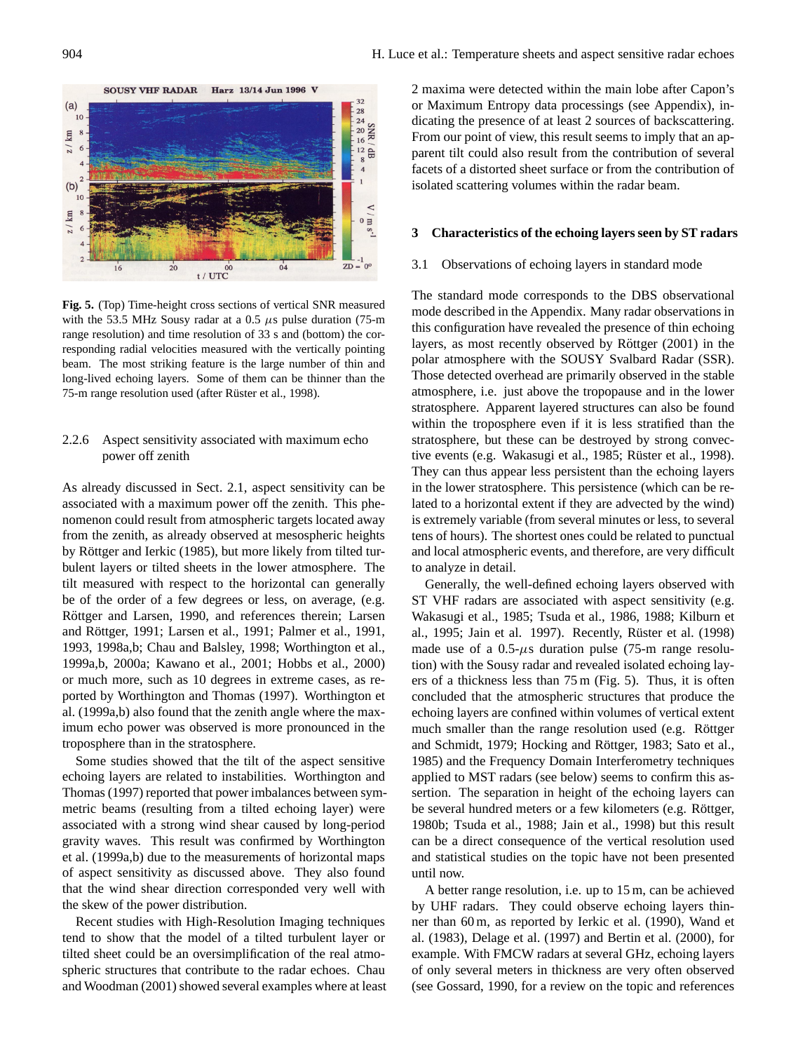**Fig. 5.** (Top) Time-height cross sections of vertical SNR measured with the 53.5 MHz Sousy radar at a 0.5 $\mu$s pulse duration (75-m range resolution) and time resolution of 33 s and (bottom) the corresponding radial velocities measured with the vertically pointing beam. The most striking feature is the large number of thin and long-lived echoing layers. Some of them can be thinner than the 75-m range resolution used (after Rüster et al., 1998).

#### 2.2.6 Aspect sensitivity associated with maximum echo power off zenith

As already discussed in Sect. 2.1, aspect sensitivity can be associated with a maximum power off the zenith. This phenomenon could result from atmospheric targets located away from the zenith, as already observed at mesospheric heights by Röttger and Ierkic (1985), but more likely from tilted turbulent layers or tilted sheets in the lower atmosphere. The tilt measured with respect to the horizontal can generally be of the order of a few degrees or less, on average, (e.g. Röttger and Larsen, 1990, and references therein; Larsen and Röttger, 1991; Larsen et al., 1991; Palmer et al., 1991, 1993, 1998a,b; Chau and Balsley, 1998; Worthington et al., 1999a,b, 2000a; Kawano et al., 2001; Hobbs et al., 2000) or much more, such as 10 degrees in extreme cases, as reported by Worthington and Thomas (1997). Worthington et al. (1999a,b) also found that the zenith angle where the maximum echo power was observed is more pronounced in the troposphere than in the stratosphere.

Some studies showed that the tilt of the aspect sensitive echoing layers are related to instabilities. Worthington and Thomas (1997) reported that power imbalances between symmetric beams (resulting from a tilted echoing layer) were associated with a strong wind shear caused by long-period gravity waves. This result was confirmed by Worthington et al. (1999a,b) due to the measurements of horizontal maps of aspect sensitivity as discussed above. They also found that the wind shear direction corresponded very well with the skew of the power distribution.

Recent studies with High-Resolution Imaging techniques tend to show that the model of a tilted turbulent layer or tilted sheet could be an oversimplification of the real atmospheric structures that contribute to the radar echoes. Chau and Woodman (2001) showed several examples where at least 2 maxima were detected within the main lobe after Capon's or Maximum Entropy data processings (see Appendix), indicating the presence of at least 2 sources of backscattering. From our point of view, this result seems to imply that an apparent tilt could also result from the contribution of several facets of a distorted sheet surface or from the contribution of isolated scattering volumes within the radar beam.

## 3 Characteristics of the echoing layers seen by ST radars

### 3.1 Observations of echoing layers in standard mode

The standard mode corresponds to the DBS observational mode described in the Appendix. Many radar observations in this configuration have revealed the presence of thin echoing layers, as most recently observed by Röttger (2001) in the polar atmosphere with the SOUSY Svalbard Radar (SSR). Those detected overhead are primarily observed in the stable atmosphere, i.e. just above the tropopause and in the lower stratosphere. Apparent layered structures can also be found within the troposphere even if it is less stratified than the stratosphere, but these can be destroyed by strong convective events (e.g. Wakasugi et al., 1985; Rüster et al., 1998). They can thus appear less persistent than the echoing layers in the lower stratosphere. This persistence (which can be related to a horizontal extent if they are advected by the wind) is extremely variable (from several minutes or less, to several tens of hours). The shortest ones could be related to punctual and local atmospheric events, and therefore, are very difficult to analyze in detail.

Generally, the well-defined echoing layers observed with ST VHF radars are associated with aspect sensitivity (e.g. Wakasugi et al., 1985; Tsuda et al., 1986, 1988; Kilburn et al., 1995; Jain et al. 1997). Recently, Rüster et al. (1998) made use of a 0.5-$\mu$s duration pulse (75-m range resolution) with the Sousy radar and revealed isolated echoing layers of a thickness less than 75 m (Fig. 5). Thus, it is often concluded that the atmospheric structures that produce the echoing layers are confined within volumes of vertical extent much smaller than the range resolution used (e.g. Röttger and Schmidt, 1979; Hocking and Röttger, 1983; Sato et al., 1985) and the Frequency Domain Interferometry techniques applied to MST radars (see below) seems to confirm this assertion. The separation in height of the echoing layers can be several hundred meters or a few kilometers (e.g. Röttger, 1980b; Tsuda et al., 1988; Jain et al., 1998) but this result can be a direct consequence of the vertical resolution used and statistical studies on the topic have not been presented until now.

A better range resolution, i.e. up to 15 m, can be achieved by UHF radars. They could observe echoing layers thinner than 60 m, as reported by Ierkic et al. (1990), Wand et al. (1983), Delage et al. (1997) and Bertin et al. (2000), for example. With FMCW radars at several GHz, echoing layers of only several meters in thickness are very often observed (see Gossard, 1990, for a review on the topic and references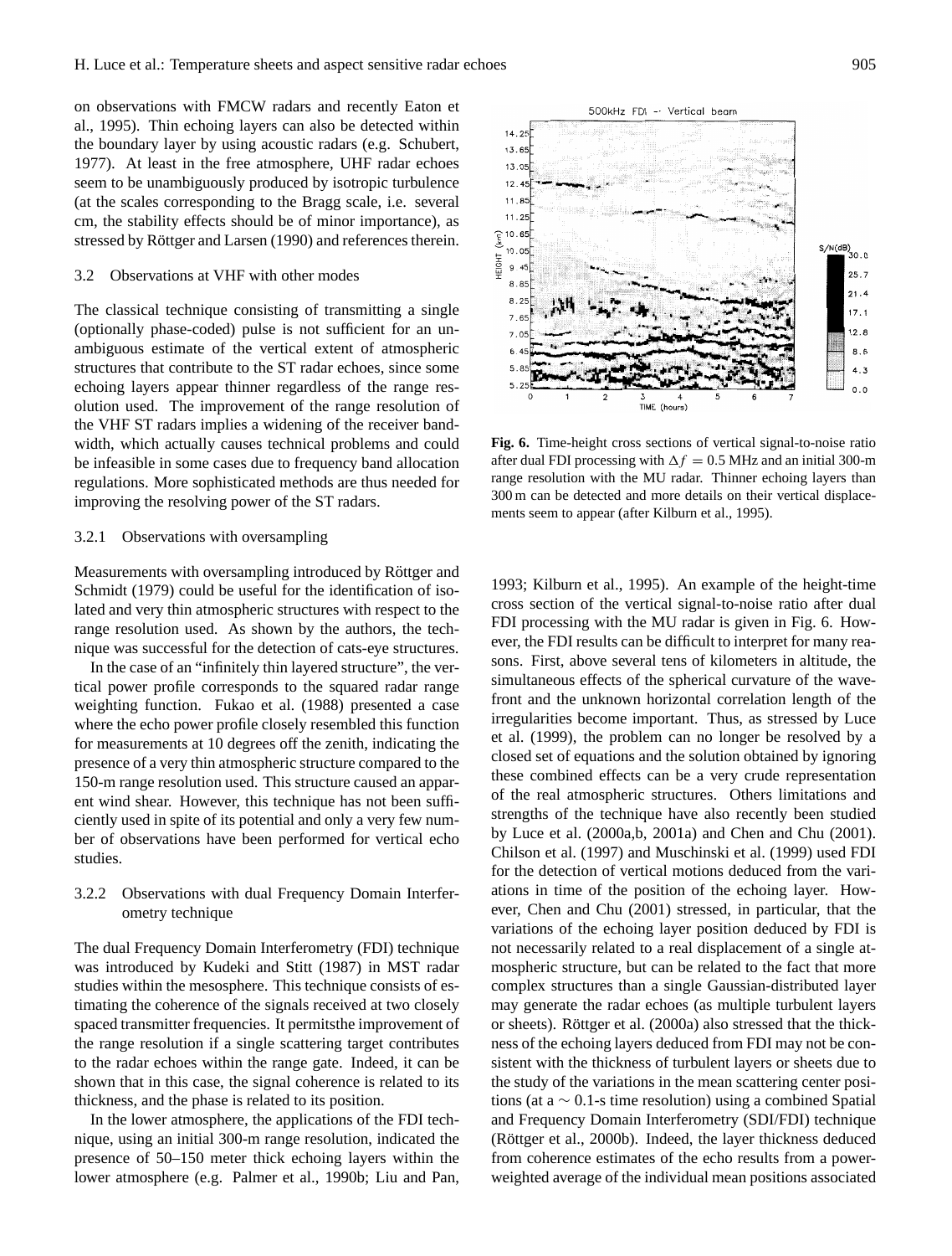on observations with FMCW radars and recently Eaton et al., 1995). Thin echoing layers can also be detected within the boundary layer by using acoustic radars (e.g. Schubert, 1977). At least in the free atmosphere, UHF radar echoes seem to be unambiguously produced by isotropic turbulence (at the scales corresponding to the Bragg scale, i.e. several cm, the stability effects should be of minor importance), as stressed by Röttger and Larsen (1990) and references therein.

### 3.2 Observations at VHF with other modes

The classical technique consisting of transmitting a single (optionally phase-coded) pulse is not sufficient for an unambiguous estimate of the vertical extent of atmospheric structures that contribute to the ST radar echoes, since some echoing layers appear thinner regardless of the range resolution used. The improvement of the range resolution of the VHF ST radars implies a widening of the receiver bandwidth, which actually causes technical problems and could be infeasible in some cases due to frequency band allocation regulations. More sophisticated methods are thus needed for improving the resolving power of the ST radars.

#### 3.2.1 Observations with oversampling

Measurements with oversampling introduced by Röttger and Schmidt (1979) could be useful for the identification of isolated and very thin atmospheric structures with respect to the range resolution used. As shown by the authors, the technique was successful for the detection of cats-eye structures.

In the case of an "infinitely thin layered structure", the vertical power profile corresponds to the squared radar range weighting function. Fukao et al. (1988) presented a case where the echo power profile closely resembled this function for measurements at 10 degrees off the zenith, indicating the presence of a very thin atmospheric structure compared to the 150-m range resolution used. This structure caused an apparent wind shear. However, this technique has not been sufficiently used in spite of its potential and only a very few number of observations have been performed for vertical echo studies.

#### 3.2.2 Observations with dual Frequency Domain Interferometry technique

The dual Frequency Domain Interferometry (FDI) technique was introduced by Kudeki and Stitt (1987) in MST radar studies within the mesosphere. This technique consists of estimating the coherence of the signals received at two closely spaced transmitter frequencies. It permitsthe improvement of the range resolution if a single scattering target contributes to the radar echoes within the range gate. Indeed, it can be shown that in this case, the signal coherence is related to its thickness, and the phase is related to its position.

In the lower atmosphere, the applications of the FDI technique, using an initial 300-m range resolution, indicated the presence of 50–150 meter thick echoing layers within the lower atmosphere (e.g. Palmer et al., 1990b; Liu and Pan, 1993; Kilburn et al., 1995). An example of the height-time cross section of the vertical signal-to-noise ratio after dual FDI processing with the MU radar is given in Fig. 6. However, the FDI results can be difficult to interpret for many reasons. First, above several tens of kilometers in altitude, the simultaneous effects of the spherical curvature of the wavefront and the unknown horizontal correlation length of the irregularities become important. Thus, as stressed by Luce et al. (1999), the problem can no longer be resolved by a closed set of equations and the solution obtained by ignoring these combined effects can be a very crude representation of the real atmospheric structures. Others limitations and strengths of the technique have also recently been studied by Luce et al. (2000a,b, 2001a) and Chen and Chu (2001). Chilson et al. (1997) and Muschinski et al. (1999) used FDI for the detection of vertical motions deduced from the variations in time of the position of the echoing layer. However, Chen and Chu (2001) stressed, in particular, that the variations of the echoing layer position deduced by FDI is not necessarily related to a real displacement of a single atmospheric structure, but can be related to the fact that more complex structures than a single Gaussian-distributed layer may generate the radar echoes (as multiple turbulent layers or sheets). Röttger et al. (2000a) also stressed that the thickness of the echoing layers deduced from FDI may not be consistent with the thickness of turbulent layers or sheets due to the study of the variations in the mean scattering center positions (at a $\sim 0.1$-s time resolution) using a combined Spatial and Frequency Domain Interferometry technique (SDI/FDI) technique (Röttger et al., 2000b). Indeed, the layer thickness deduced from coherence estimates of the echo results from a power-weighted average of the individual mean positions associated

**Fig. 6.** Time-height cross sections of vertical signal-to-noise ratio after dual FDI processing with $\Delta f = 0.5$ MHz and an initial 300-m range resolution with the MU radar. Thinner echoing layers than 300 m can be detected and more details on their vertical displacements seem to appear (after Kilburn et al., 1995).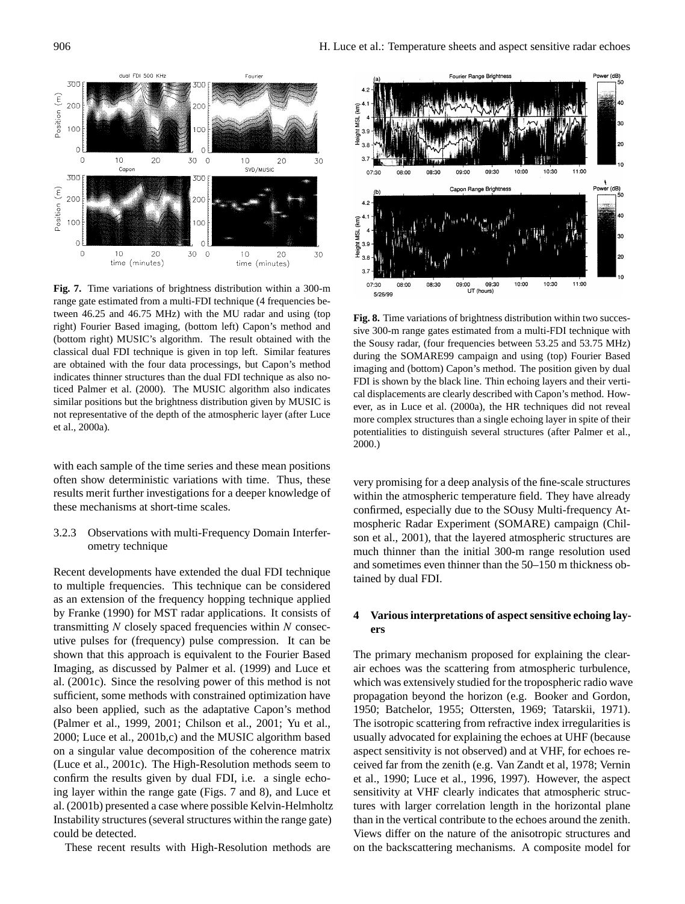**Fig. 7.** Time variations of brightness distribution within a 300-m range gate estimated from a multi-FDI technique (4 frequencies between 46.25 and 46.75 MHz) with the MU radar and using (top right) Fourier Based imaging, (bottom left) Capon's method and (bottom right) MUSIC's algorithm. The result obtained with the classical dual FDI technique is given in top left. Similar features are obtained with the four data processings, but Capon's method indicates thinner structures than the dual FDI technique as also noticed Palmer et al. (2000). The MUSIC algorithm also indicates similar positions but the brightness distribution given by MUSIC is not representative of the depth of the atmospheric layer (after Luce et al., 2000a).

**Fig. 8.** Time variations of brightness distribution within two successive 300-m range gates estimated from a multi-FDI technique with the Sousy radar, (four frequencies between 53.25 and 53.75 MHz) during the SOMARE99 campaign and using (top) Fourier Based imaging and (bottom) Capon's method. The position given by dual FDI is shown by the black line. Thin echoing layers and their vertical displacements are clearly described with Capon's method. However, as in Luce et al. (2000a), the HR techniques did not reveal more complex structures than a single echoing layer in spite of their potentialities to distinguish several structures (after Palmer et al., 2000.)

with each sample of the time series and these mean positions often show deterministic variations with time. Thus, these results merit further investigations for a deeper knowledge of these mechanisms at short-time scales.

### 3.2.3 Observations with multi-Frequency Domain Interferometry technique

Recent developments have extended the dual FDI technique to multiple frequencies. This technique can be considered as an extension of the frequency hopping technique applied by Franke (1990) for MST radar applications. It consists of transmitting $N$ closely spaced frequencies within $N$ consecutive pulses for (frequency) pulse compression. It can be shown that this approach is equivalent to the Fourier Based Imaging, as discussed by Palmer et al. (1999) and Luce et al. (2001c). Since the resolving power of this method is not sufficient, some methods with constrained optimization have also been applied, such as the adaptative Capon's method (Palmer et al., 1999, 2001; Chilson et al., 2001; Yu et al., 2000; Luce et al., 2001b,c) and the MUSIC algorithm based on a singular value decomposition of the coherence matrix (Luce et al., 2001c). The High-Resolution methods seem to confirm the results given by dual FDI, i.e. a single echoing layer within the range gate (Figs. 7 and 8), and Luce et al. (2001b) presented a case where possible Kelvin-Helmholtz Instability structures (several structures within the range gate) could be detected.

These recent results with High-Resolution methods are very promising for a deep analysis of the fine-scale structures within the atmospheric temperature field. They have already confirmed, especially due to the SOusy Multi-frequency Atmospheric Radar Experiment (SOMARE) campaign (Chilson et al., 2001), that the layered atmospheric structures are much thinner than the initial 300-m range resolution used and sometimes even thinner than the 50–150 m thickness obtained by dual FDI.

## 4 Various interpretations of aspect sensitive echoing layers

The primary mechanism proposed for explaining the clear-air echoes was the scattering from atmospheric turbulence, which was extensively studied for the tropospheric radio wave propagation beyond the horizon (e.g. Booker and Gordon, 1950; Batchelor, 1955; Ottersten, 1969; Tatarskii, 1971). The isotropic scattering from refractive index irregularities is usually advocated for explaining the echoes at UHF (because aspect sensitivity is not observed) and at VHF, for echoes received far from the zenith (e.g. Van Zandt et al, 1978; Vernin et al., 1990; Luce et al., 1996, 1997). However, the aspect sensitivity at VHF clearly indicates that atmospheric structures with larger correlation length in the horizontal plane than in the vertical contribute to the echoes around the zenith. Views differ on the nature of the anisotropic structures and on the backscattering mechanisms. A composite model for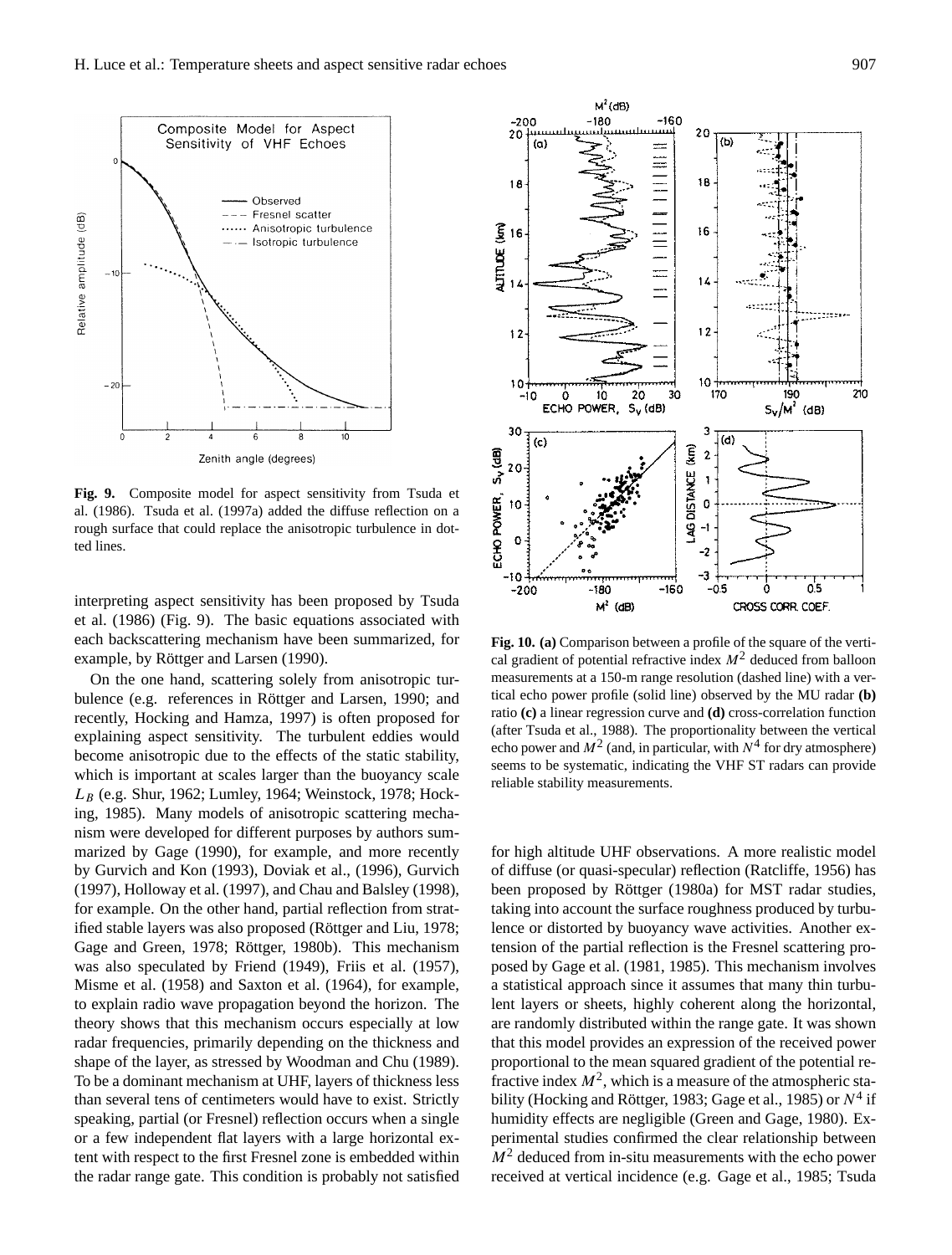**Fig. 9.** Composite model for aspect sensitivity from Tsuda et al. (1986). Tsuda et al. (1997a) added the diffuse reflection on a rough surface that could replace the anisotropic turbulence in dotted lines.

interpreting aspect sensitivity has been proposed by Tsuda et al. (1986) (Fig. 9). The basic equations associated with each backscattering mechanism have been summarized, for example, by Röttger and Larsen (1990).

On the one hand, scattering solely from anisotropic turbulence (e.g. references in Röttger and Larsen, 1990; and recently, Hocking and Hamza, 1997) is often proposed for explaining aspect sensitivity. The turbulent eddies would become anisotropic due to the effects of the static stability, which is important at scales larger than the buoyancy scale $L_B$ (e.g. Shur, 1962; Lumley, 1964; Weinstock, 1978; Hocking, 1985). Many models of anisotropic scattering mechanism were developed for different purposes by authors summarized by Gage (1990), for example, and more recently by Gurvich and Kon (1993), Doviak et al., (1996), Gurvich (1997), Holloway et al. (1997), and Chau and Balsley (1998), for example. On the other hand, partial reflection from stratified stable layers was also proposed (Röttger and Liu, 1978; Gage and Green, 1978; Röttger, 1980b). This mechanism was also speculated by Friend (1949), Friis et al. (1957), Misme et al. (1958) and Saxton et al. (1964), for example, to explain radio wave propagation beyond the horizon. The theory shows that this mechanism occurs especially at low radar frequencies, primarily depending on the thickness and shape of the layer, as stressed by Woodman and Chu (1989). To be a dominant mechanism at UHF, layers of thickness less than several tens of centimeters would have to exist. Strictly speaking, partial (or Fresnel) reflection occurs when a single or a few independent flat layers with a large horizontal extent with respect to the first Fresnel zone is embedded within the radar range gate. This condition is probably not satisfied for high altitude UHF observations. A more realistic model of diffuse (or quasi-specular) reflection (Ratcliffe, 1956) has been proposed by Röttger (1980a) for MST radar studies, taking into account the surface roughness produced by turbulence or distorted by buoyancy wave activities. Another extension of the partial reflection is the Fresnel scattering proposed by Gage et al. (1981, 1985). This mechanism involves a statistical approach since it assumes that many thin turbulent layers or sheets, highly coherent along the horizontal, are randomly distributed within the range gate. It was shown that this model provides an expression of the received power proportional to the mean squared gradient of the potential refractive index $M^2$, which is a measure of the atmospheric stability (Hocking and Röttger, 1983; Gage et al., 1985) or $N^4$ if humidity effects are negligible (Green and Gage, 1980). Experimental studies confirmed the clear relationship between $M^2$ deduced from in-situ measurements with the echo power received at vertical incidence (e.g. Gage et al., 1985; Tsuda

**Fig. 10. (a)** Comparison between a profile of the square of the vertical gradient of potential refractive index $M^2$ deduced from balloon measurements at a 150-m range resolution (dashed line) with a vertical echo power profile (solid line) observed by the MU radar **(b)** ratio **(c)** a linear regression curve and **(d)** cross-correlation function (after Tsuda et al., 1988). The proportionality between the vertical echo power and $M^2$ (and, in particular, with $N^4$ for dry atmosphere) seems to be systematic, indicating the VHF ST radars can provide reliable stability measurements.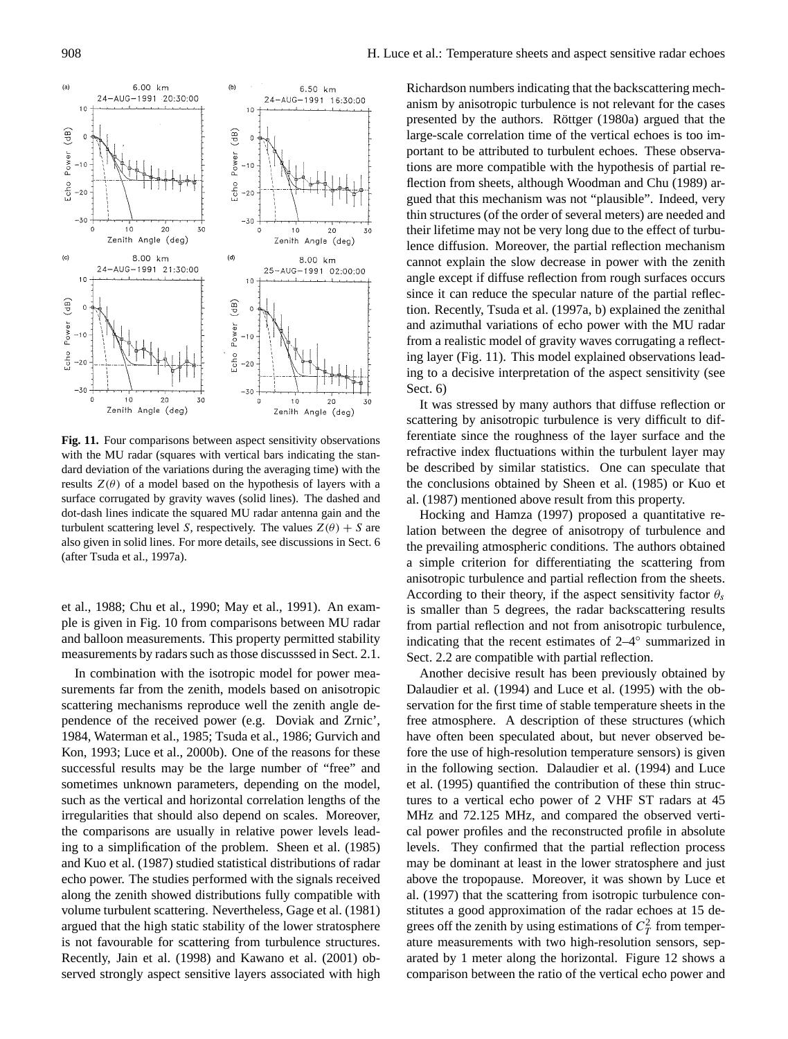**Fig. 11.** Four comparisons between aspect sensitivity observations with the MU radar (squares with vertical bars indicating the standard deviation of the variations during the averaging time) with the results $Z(\theta)$ of a model based on the hypothesis of layers with a surface corrugated by gravity waves (solid lines). The dashed and dot-dash lines indicate the squared MU radar antenna gain and the turbulent scattering level $S$, respectively. The values $Z(\theta) + S$ are also given in solid lines. For more details, see discussions in Sect. 6 (after Tsuda et al., 1997a).

et al., 1988; Chu et al., 1990; May et al., 1991). An example is given in Fig. 10 from comparisons between MU radar and balloon measurements. This property permitted stability measurements by radars such as those discusssed in Sect. 2.1.

In combination with the isotropic model for power measurements far from the zenith, models based on anisotropic scattering mechanisms reproduce well the zenith angle dependence of the received power (e.g. Doviak and Zrnic', 1984, Waterman et al., 1985; Tsuda et al., 1986; Gurvich and Kon, 1993; Luce et al., 2000b). One of the reasons for these successful results may be the large number of "free" and sometimes unknown parameters, depending on the model, such as the vertical and horizontal correlation lengths of the irregularities that should also depend on scales. Moreover, the comparisons are usually in relative power levels leading to a simplification of the problem. Sheen et al. (1985) and Kuo et al. (1987) studied statistical distributions of radar echo power. The studies performed with the signals received along the zenith showed distributions fully compatible with volume turbulent scattering. Nevertheless, Gage et al. (1981) argued that the high static stability of the lower stratosphere is not favourable for scattering from turbulence structures. Recently, Jain et al. (1998) and Kawano et al. (2001) observed strongly aspect sensitive layers associated with high Richardson numbers indicating that the backscattering mechanism by anisotropic turbulence is not relevant for the cases presented by the authors. Röttger (1980a) argued that the large-scale correlation time of the vertical echoes is too important to be attributed to turbulent echoes. These observations are more compatible with the hypothesis of partial reflection from sheets, although Woodman and Chu (1989) argued that this mechanism was not "plausible". Indeed, very thin structures (of the order of several meters) are needed and their lifetime may not be very long due to the effect of turbulence diffusion. Moreover, the partial reflection mechanism cannot explain the slow decrease in power with the zenith angle except if diffuse reflection from rough surfaces occurs since it can reduce the specular nature of the partial reflection. Recently, Tsuda et al. (1997a, b) explained the zenithal and azimuthal variations of echo power with the MU radar from a realistic model of gravity waves corrugating a reflecting layer (Fig. 11). This model explained observations leading to a decisive interpretation of the aspect sensitivity (see Sect. 6)

It was stressed by many authors that diffuse reflection or scattering by anisotropic turbulence is very difficult to differentiate since the roughness of the layer surface and the refractive index fluctuations within the turbulent layer may be described by similar statistics. One can speculate that the conclusions obtained by Sheen et al. (1985) or Kuo et al. (1987) mentioned above result from this property.

Hocking and Hamza (1997) proposed a quantitative relation between the degree of anisotropy of turbulence and the prevailing atmospheric conditions. The authors obtained a simple criterion for differentiating the scattering from anisotropic turbulence and partial reflection from the sheets. According to their theory, if the aspect sensitivity factor $\theta_s$ is smaller than 5 degrees, the radar backscattering results from partial reflection and not from anisotropic turbulence, indicating that the recent estimates of 2–4° summarized in Sect. 2.2 are compatible with partial reflection.

Another decisive result has been previously obtained by Dalaudier et al. (1994) and Luce et al. (1995) with the observation for the first time of stable temperature sheets in the free atmosphere. A description of these structures (which have often been speculated about, but never observed before the use of high-resolution temperature sensors) is given in the following section. Dalaudier et al. (1994) and Luce et al. (1995) quantified the contribution of these thin structures to a vertical echo power of 2 VHF ST radars at 45 MHz and 72.125 MHz, and compared the observed vertical power profiles and the reconstructed profile in absolute levels. They confirmed that the partial reflection process may be dominant at least in the lower stratosphere and just above the tropopause. Moreover, it was shown by Luce et al. (1997) that the scattering from isotropic turbulence constitutes a good approximation of the radar echoes at 15 degrees off the zenith by using estimations of $C_T^2$ from temperature measurements with two high-resolution sensors, separated by 1 meter along the horizontal. Figure 12 shows a comparison between the ratio of the vertical echo power and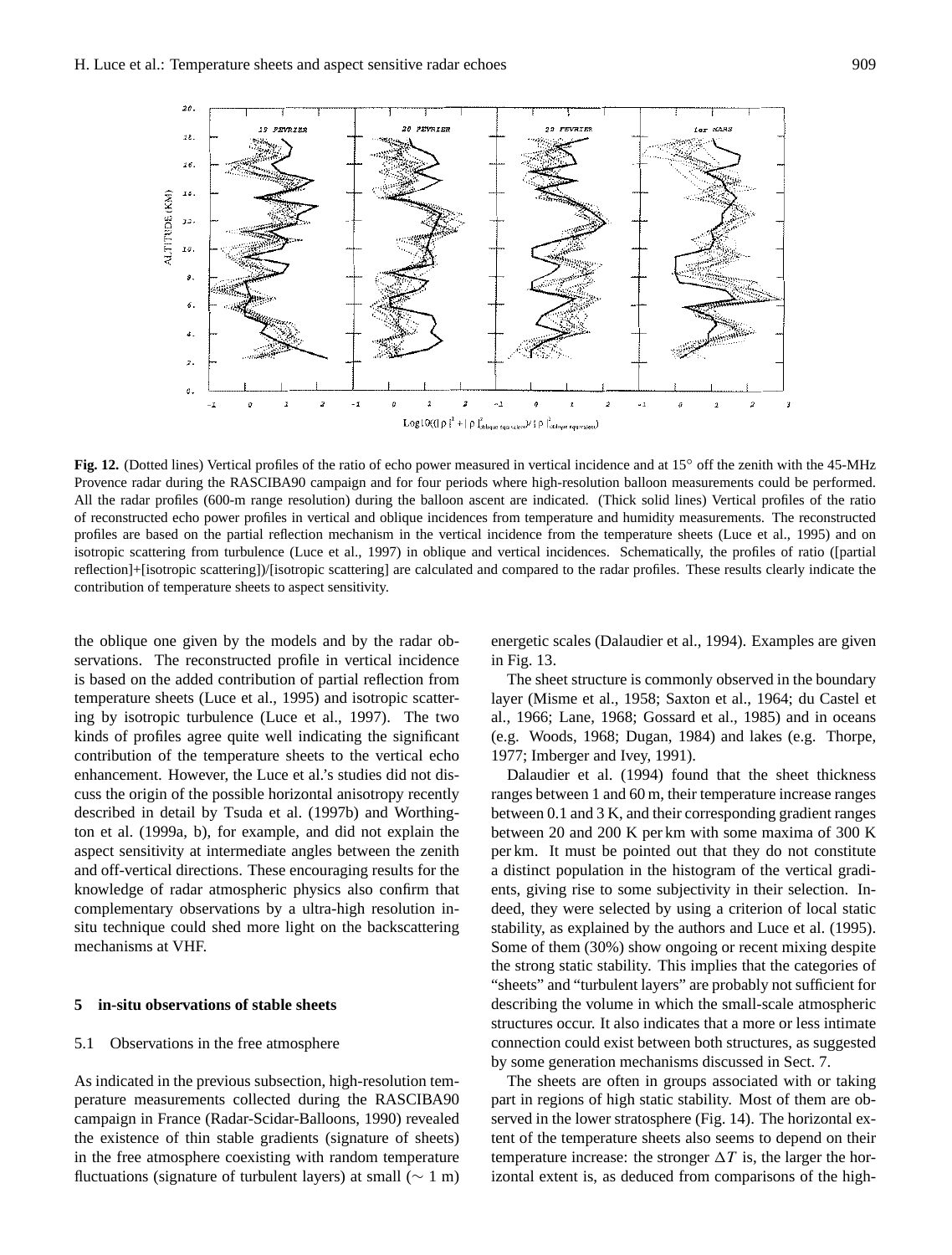**Fig. 12.** (Dotted lines) Vertical profiles of the ratio of echo power measured in vertical incidence and at 15° off the zenith with the 45-MHz Provence radar during the RASCIBA90 campaign and for four periods where high-resolution balloon measurements could be performed. All the radar profiles (600-m range resolution) during the balloon ascent are indicated. (Thick solid lines) Vertical profiles of the ratio of reconstructed echo power profiles in vertical and oblique incidences from temperature and humidity measurements. The reconstructed profiles are based on the partial reflection mechanism in the vertical incidence from the temperature sheets (Luce et al., 1995) and on isotropic scattering from turbulence (Luce et al., 1997) in oblique and vertical incidences. Schematically, the profiles of ratio ([partial reflection]+[isotropic scattering])/[isotropic scattering] are calculated and compared to the radar profiles. These results clearly indicate the contribution of temperature sheets to aspect sensitivity.

the oblique one given by the models and by the radar observations. The reconstructed profile in vertical incidence is based on the added contribution of partial reflection from temperature sheets (Luce et al., 1995) and isotropic scattering by isotropic turbulence (Luce et al., 1997). The two kinds of profiles agree quite well indicating the significant contribution of the temperature sheets to the vertical echo enhancement. However, the Luce et al.'s studies did not discuss the origin of the possible horizontal anisotropy recently described in detail by Tsuda et al. (1997b) and Worthington et al. (1999a, b), for example, and did not explain the aspect sensitivity at intermediate angles between the zenith and off-vertical directions. These encouraging results for the knowledge of radar atmospheric physics also confirm that complementary observations by a ultra-high resolution in-situ technique could shed more light on the backscattering mechanisms at VHF.

## 5 in-situ observations of stable sheets

### 5.1 Observations in the free atmosphere

As indicated in the previous subsection, high-resolution temperature measurements collected during the RASCIBA90 campaign in France (Radar-Scidar-Balloons, 1990) revealed the existence of thin stable gradients (signature of sheets) in the free atmosphere coexisting with random temperature fluctuations (signature of turbulent layers) at small ($\sim$ 1 m) energetic scales (Dalaudier et al., 1994). Examples are given in Fig. 13.

The sheet structure is commonly observed in the boundary layer (Misme et al., 1958; Saxton et al., 1964; du Castel et al., 1966; Lane, 1968; Gossard et al., 1985) and in oceans (e.g. Woods, 1968; Dugan, 1984) and lakes (e.g. Thorpe, 1977; Imberger and Ivey, 1991).

Dalaudier et al. (1994) found that the sheet thickness ranges between 1 and 60 m, their temperature increase ranges between 0.1 and 3 K, and their corresponding gradient ranges between 20 and 200 K per km with some maxima of 300 K per km. It must be pointed out that they do not constitute a distinct population in the histogram of the vertical gradients, giving rise to some subjectivity in their selection. Indeed, they were selected by using a criterion of local static stability, as explained by the authors and Luce et al. (1995). Some of them (30%) show ongoing or recent mixing despite the strong static stability. This implies that the categories of "sheets" and "turbulent layers" are probably not sufficient for describing the volume in which the small-scale atmospheric structures occur. It also indicates that a more or less intimate connection could exist between both structures, as suggested by some generation mechanisms discussed in Sect. 7.

The sheets are often in groups associated with or taking part in regions of high static stability. Most of them are observed in the lower stratosphere (Fig. 14). The horizontal extent of the temperature sheets also seems to depend on their temperature increase: the stronger $\Delta T$ is, the larger the horizontal extent is, as deduced from comparisons of the high-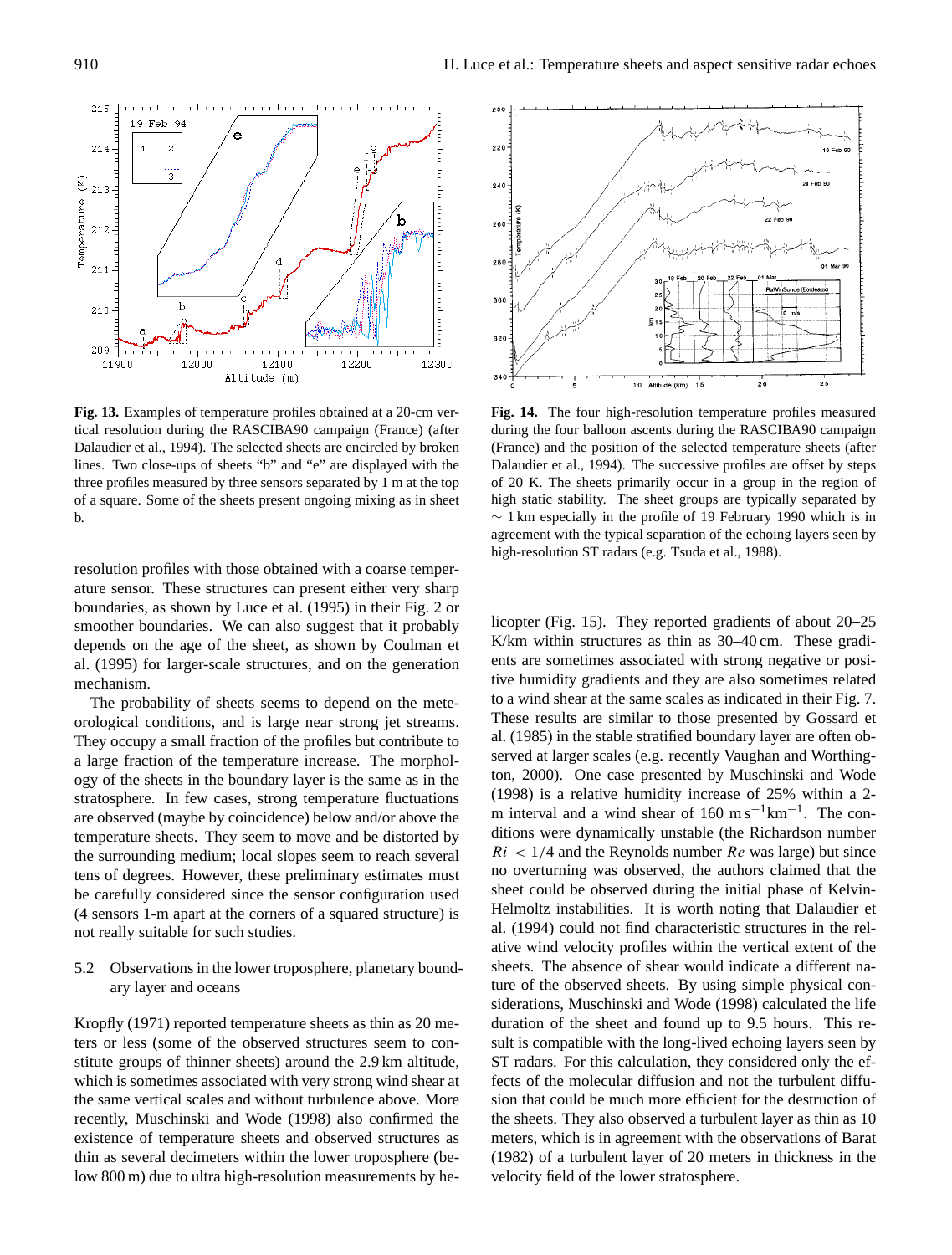**Fig. 13.** Examples of temperature profiles obtained at a 20-cm vertical resolution during the RASCIBA90 campaign (France) (after Dalaudier et al., 1994). The selected sheets are encircled by broken lines. Two close-ups of sheets "b" and "e" are displayed with the three profiles measured by three sensors separated by 1 m at the top of a square. Some of the sheets present ongoing mixing as in sheet b.

**Fig. 14.** The four high-resolution temperature profiles measured during the four balloon ascents during the RASCIBA90 campaign (France) and the position of the selected temperature sheets (after Dalaudier et al., 1994). The successive profiles are offset by steps of 20 K. The sheets primarily occur in a group in the region of high static stability. The sheet groups are typically separated by $\sim$ 1 km especially in the profile of 19 February 1990 which is in agreement with the typical separation of the echoing layers seen by high-resolution ST radars (e.g. Tsuda et al., 1988).

resolution profiles with those obtained with a coarse temperature sensor. These structures can present either very sharp boundaries, as shown by Luce et al. (1995) in their Fig. 2 or smoother boundaries. We can also suggest that it probably depends on the age of the sheet, as shown by Coulman et al. (1995) for larger-scale structures, and on the generation mechanism.

The probability of sheets seems to depend on the meteorological conditions, and is large near strong jet streams. They occupy a small fraction of the profiles but contribute to a large fraction of the temperature increase. The morphology of the sheets in the boundary layer is the same as in the stratosphere. In few cases, strong temperature fluctuations are observed (maybe by coincidence) below and/or above the temperature sheets. They seem to move and be distorted by the surrounding medium; local slopes seem to reach several tens of degrees. However, these preliminary estimates must be carefully considered since the sensor configuration used (4 sensors 1-m apart at the corners of a squared structure) is not really suitable for such studies.

### 5.2 Observations in the lower troposphere, planetary boundary layer and oceans

Kropfly (1971) reported temperature sheets as thin as 20 meters or less (some of the observed structures seem to constitute groups of thinner sheets) around the 2.9 km altitude, which is sometimes associated with very strong wind shear at the same vertical scales and without turbulence above. More recently, Muschinski and Wode (1998) also confirmed the existence of temperature sheets and observed structures as thin as several decimeters within the lower troposphere (below 800 m) due to ultra high-resolution measurements by helicopter (Fig. 15). They reported gradients of about 20–25 K/km within structures as thin as 30–40 cm. These gradients are sometimes associated with strong negative or positive humidity gradients and they are also sometimes related to a wind shear at the same scales as indicated in their Fig. 7. These results are similar to those presented by Gossard et al. (1985) in the stable stratified boundary layer are often observed at larger scales (e.g. recently Vaughan and Worthington, 2000). One case presented by Muschinski and Wode (1998) is a relative humidity increase of 25% within a 2-m interval and a wind shear of 160 $\mathrm{m\,s^{-1}km^{-1}}$. The conditions were dynamically unstable (the Richardson number $Ri < 1/4$ and the Reynolds number $Re$ was large) but since no overturning was observed, the authors claimed that the sheet could be observed during the initial phase of Kelvin-Helmoltz instabilities. It is worth noting that Dalaudier et al. (1994) could not find characteristic structures in the relative wind velocity profiles within the vertical extent of the sheets. The absence of shear would indicate a different nature of the observed sheets. By using simple physical considerations, Muschinski and Wode (1998) calculated the life duration of the sheet and found up to 9.5 hours. This result is compatible with the long-lived echoing layers seen by ST radars. For this calculation, they considered only the effects of the molecular diffusion and not the turbulent diffusion that could be much more efficient for the destruction of the sheets. They also observed a turbulent layer as thin as 10 meters, which is in agreement with the observations of Barat (1982) of a turbulent layer of 20 meters in thickness in the velocity field of the lower stratosphere.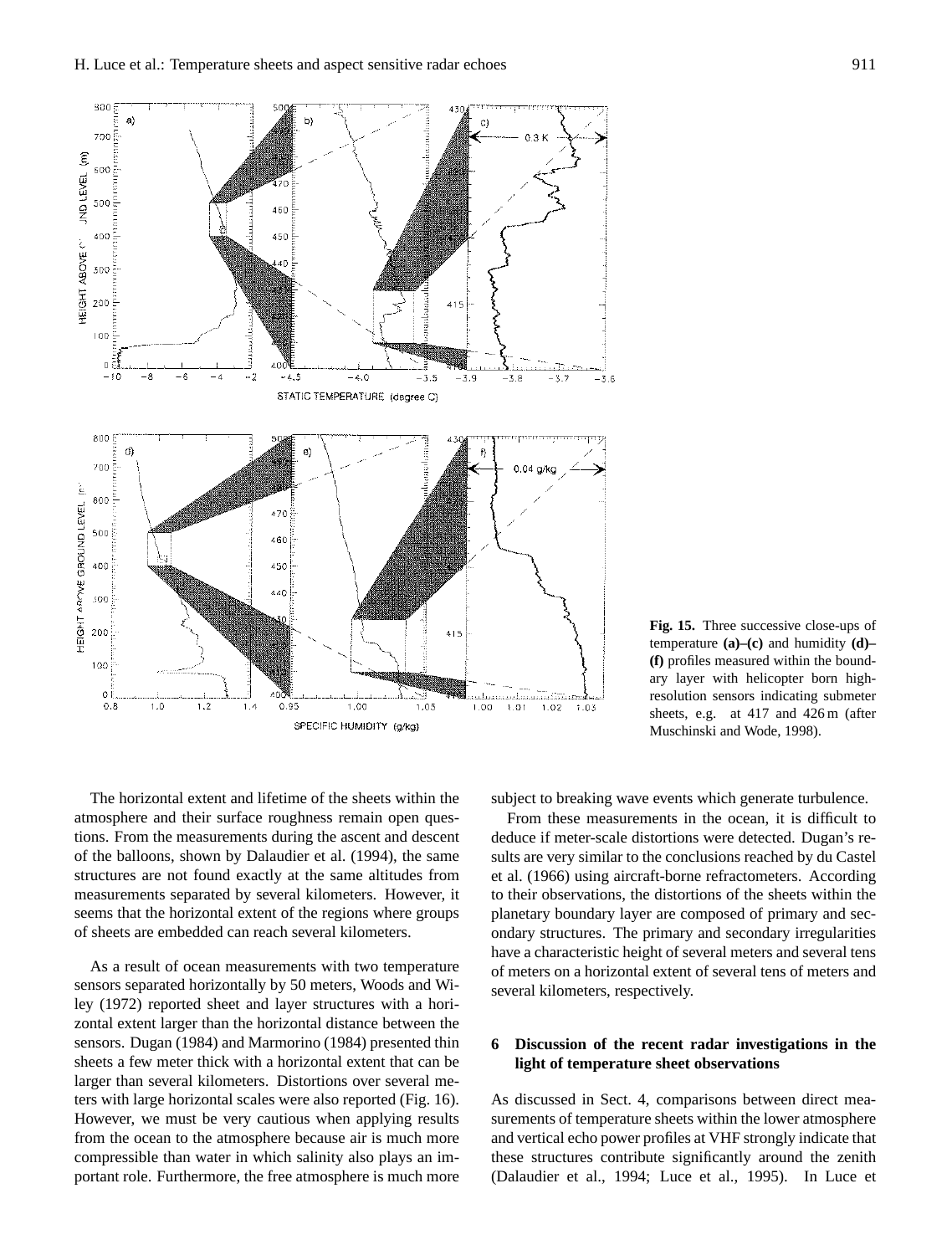**Fig. 15.** Three successive close-ups of temperature **(a)–(c)** and humidity **(d)–(f)** profiles measured within the boundary layer with helicopter born high-resolution sensors indicating submeter sheets, e.g. at 417 and 426 m (after Muschinski and Wode, 1998).

The horizontal extent and lifetime of the sheets within the atmosphere and their surface roughness remain open questions. From the measurements during the ascent and descent of the balloons, shown by Dalaudier et al. (1994), the same structures are not found exactly at the same altitudes from measurements separated by several kilometers. However, it seems that the horizontal extent of the regions where groups of sheets are embedded can reach several kilometers.

As a result of ocean measurements with two temperature sensors separated horizontally by 50 meters, Woods and Wiley (1972) reported sheet and layer structures with a horizontal extent larger than the horizontal distance between the sensors. Dugan (1984) and Marmorino (1984) presented thin sheets a few meter thick with a horizontal extent that can be larger than several kilometers. Distortions over several meters with large horizontal scales were also reported (Fig. 16). However, we must be very cautious when applying results from the ocean to the atmosphere because air is much more compressible than water in which salinity also plays an important role. Furthermore, the free atmosphere is much more subject to breaking wave events which generate turbulence.

From these measurements in the ocean, it is difficult to deduce if meter-scale distortions were detected. Dugan's results are very similar to the conclusions reached by du Castel et al. (1966) using aircraft-borne refractometers. According to their observations, the distortions of the sheets within the planetary boundary layer are composed of primary and secondary structures. The primary and secondary irregularities have a characteristic height of several meters and several tens of meters on a horizontal extent of several tens of meters and several kilometers, respectively.

## 6 Discussion of the recent radar investigations in the light of temperature sheet observations

As discussed in Sect. 4, comparisons between direct measurements of temperature sheets within the lower atmosphere and vertical echo power profiles at VHF strongly indicate that these structures contribute significantly around the zenith (Dalaudier et al., 1994; Luce et al., 1995). In Luce et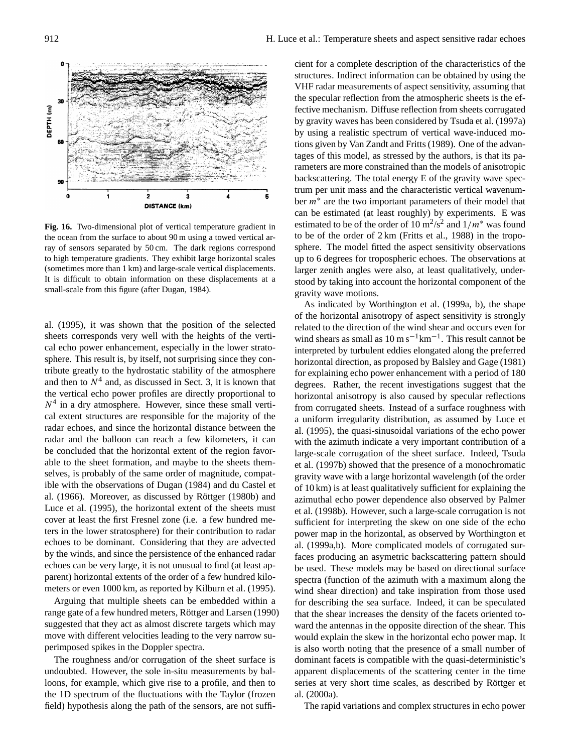**Fig. 16.** Two-dimensional plot of vertical temperature gradient in the ocean from the surface to about 90 m using a towed vertical array of sensors separated by 50 cm. The dark regions correspond to high temperature gradients. They exhibit large horizontal scales (sometimes more than 1 km) and large-scale vertical displacements. It is difficult to obtain information on these displacements at a small-scale from this figure (after Dugan, 1984).

al. (1995), it was shown that the position of the selected sheets corresponds very well with the heights of the vertical echo power enhancement, especially in the lower stratosphere. This result is, by itself, not surprising since they contribute greatly to the hydrostatic stability of the atmosphere and then to $N^4$ and, as discussed in Sect. 3, it is known that the vertical echo power profiles are directly proportional to $N^4$ in a dry atmosphere. However, since these small vertical extent structures are responsible for the majority of the radar echoes, and since the horizontal distance between the radar and the balloon can reach a few kilometers, it can be concluded that the horizontal extent of the region favorable to the sheet formation, and maybe to the sheets themselves, is probably of the same order of magnitude, compatible with the observations of Dugan (1984) and du Castel et al. (1966). Moreover, as discussed by Röttger (1980b) and Luce et al. (1995), the horizontal extent of the sheets must cover at least the first Fresnel zone (i.e. a few hundred meters in the lower stratosphere) for their contribution to radar echoes to be dominant. Considering that they are advected by the winds, and since the persistence of the enhanced radar echoes can be very large, it is not unusual to find (at least apparent) horizontal extents of the order of a few hundred kilometers or even 1000 km, as reported by Kilburn et al. (1995).

Arguing that multiple sheets can be embedded within a range gate of a few hundred meters, Röttger and Larsen (1990) suggested that they act as almost discrete targets which may move with different velocities leading to the very narrow superimposed spikes in the Doppler spectra.

The roughness and/or corrugation of the sheet surface is undoubted. However, the sole in-situ measurements by balloons, for example, which give rise to a profile, and then to the 1D spectrum of the fluctuations with the Taylor (frozen field) hypothesis along the path of the sensors, are not sufficient for a complete description of the characteristics of the structures. Indirect information can be obtained by using the VHF radar measurements of aspect sensitivity, assuming that the specular reflection from the atmospheric sheets is the effective mechanism. Diffuse reflection from sheets corrugated by gravity waves has been considered by Tsuda et al. (1997a) by using a realistic spectrum of vertical wave-induced motions given by Van Zandt and Fritts (1989). One of the advantages of this model, as stressed by the authors, is that its parameters are more constrained than the models of anisotropic backscattering. The total energy E of the gravity wave spectrum per unit mass and the characteristic vertical wavenumber $m^*$ are the two important parameters of their model that can be estimated (at least roughly) by experiments. E was estimated to be of the order of 10 $m^2/s^2$ and $1/m^*$ was found to be of the order of 2 km (Fritts et al., 1988) in the troposphere. The model fitted the aspect sensitivity observations up to 6 degrees for tropospheric echoes. The observations at larger zenith angles were also, at least qualitatively, understood by taking into account the horizontal component of the gravity wave motions.

As indicated by Worthington et al. (1999a, b), the shape of the horizontal anisotropy of aspect sensitivity is strongly related to the direction of the wind shear and occurs even for wind shears as small as 10 $\mathrm{m\,s^{-1}km^{-1}}$. This result cannot be interpreted by turbulent eddies elongated along the preferred horizontal direction, as proposed by Balsley and Gage (1981) for explaining echo power enhancement with a period of 180 degrees. Rather, the recent investigations suggest that the horizontal anisotropy is also caused by specular reflections from corrugated sheets. Instead of a surface roughness with a uniform irregularity distribution, as assumed by Luce et al. (1995), the quasi-sinusoidal variations of the echo power with the azimuth indicate a very important contribution of a large-scale corrugation of the sheet surface. Indeed, Tsuda et al. (1997b) showed that the presence of a monochromatic gravity wave with a large horizontal wavelength (of the order of 10 km) is at least qualitatively sufficient for explaining the azimuthal echo power dependence also observed by Palmer et al. (1998b). However, such a large-scale corrugation is not sufficient for interpreting the skew on one side of the echo power map in the horizontal, as observed by Worthington et al. (1999a,b). More complicated models of corrugated surfaces producing an asymetric backscattering pattern should be used. These models may be based on directional surface spectra (function of the azimuth with a maximum along the wind shear direction) and take inspiration from those used for describing the sea surface. Indeed, it can be speculated that the shear increases the density of the facets oriented toward the antennas in the opposite direction of the shear. This would explain the skew in the horizontal echo power map. It is also worth noting that the presence of a small number of dominant facets is compatible with the quasi-deterministic's apparent displacements of the scattering center in the time series at very short time scales, as described by Röttger et al. (2000a).

The rapid variations and complex structures in echo power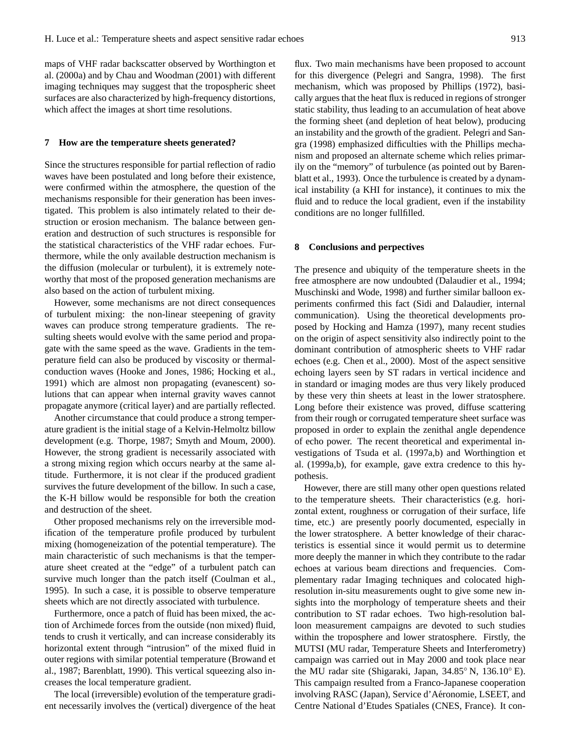maps of VHF radar backscatter observed by Worthington et al. (2000a) and by Chau and Woodman (2001) with different imaging techniques may suggest that the tropospheric sheet surfaces are also characterized by high-frequency distortions, which affect the images at short time resolutions.

## 7 How are the temperature sheets generated?

Since the structures responsible for partial reflection of radio waves have been postulated and long before their existence, were confirmed within the atmosphere, the question of the mechanisms responsible for their generation has been investigated. This problem is also intimately related to their destruction or erosion mechanism. The balance between generation and destruction of such structures is responsible for the statistical characteristics of the VHF radar echoes. Furthermore, while the only available destruction mechanism is the diffusion (molecular or turbulent), it is extremely noteworthy that most of the proposed generation mechanisms are also based on the action of turbulent mixing.

However, some mechanisms are not direct consequences of turbulent mixing: the non-linear steepening of gravity waves can produce strong temperature gradients. The resulting sheets would evolve with the same period and propagate with the same speed as the wave. Gradients in the temperature field can also be produced by viscosity or thermal-conduction waves (Hooke and Jones, 1986; Hocking et al., 1991) which are almost non propagating (evanescent) solutions that can appear when internal gravity waves cannot propagate anymore (critical layer) and are partially reflected.

Another circumstance that could produce a strong temperature gradient is the initial stage of a Kelvin-Helmoltz billow development (e.g. Thorpe, 1987; Smyth and Moum, 2000). However, the strong gradient is necessarily associated with a strong mixing region which occurs nearby at the same altitude. Furthermore, it is not clear if the produced gradient survives the future development of the billow. In such a case, the K-H billow would be responsible for both the creation and destruction of the sheet.

Other proposed mechanisms rely on the irreversible modification of the temperature profile produced by turbulent mixing (homogeneization of the potential temperature). The main characteristic of such mechanisms is that the temperature sheet created at the "edge" of a turbulent patch can survive much longer than the patch itself (Coulman et al., 1995). In such a case, it is possible to observe temperature sheets which are not directly associated with turbulence.

Furthermore, once a patch of fluid has been mixed, the action of Archimede forces from the outside (non mixed) fluid, tends to crush it vertically, and can increase considerably its horizontal extent through "intrusion" of the mixed fluid in outer regions with similar potential temperature (Browand et al., 1987; Barenblatt, 1990). This vertical squeezing also increases the local temperature gradient.

The local (irreversible) evolution of the temperature gradient necessarily involves the (vertical) divergence of the heat flux. Two main mechanisms have been proposed to account for this divergence (Pelegri and Sangra, 1998). The first mechanism, which was proposed by Phillips (1972), basically argues that the heat flux is reduced in regions of stronger static stability, thus leading to an accumulation of heat above the forming sheet (and depletion of heat below), producing an instability and the growth of the gradient. Pelegri and Sangra (1998) emphasized difficulties with the Phillips mechanism and proposed an alternate scheme which relies primarily on the "memory" of turbulence (as pointed out by Barenblatt et al., 1993). Once the turbulence is created by a dynamical instability (a KHI for instance), it continues to mix the fluid and to reduce the local gradient, even if the instability conditions are no longer fullfilled.

## 8 Conclusions and perpectives

The presence and ubiquity of the temperature sheets in the free atmosphere are now undoubted (Dalaudier et al., 1994; Muschinski and Wode, 1998) and further similar balloon experiments confirmed this fact (Sidi and Dalaudier, internal communication). Using the theoretical developments proposed by Hocking and Hamza (1997), many recent studies on the origin of aspect sensitivity also indirectly point to the dominant contribution of atmospheric sheets to VHF radar echoes (e.g. Chen et al., 2000). Most of the aspect sensitive echoing layers seen by ST radars in vertical incidence and in standard or imaging modes are thus very likely produced by these very thin sheets at least in the lower stratosphere. Long before their existence was proved, diffuse scattering from their rough or corrugated temperature sheet surface was proposed in order to explain the zenithal angle dependence of echo power. The recent theoretical and experimental investigations of Tsuda et al. (1997a,b) and Worthingtion et al. (1999a,b), for example, gave extra credence to this hypothesis.

However, there are still many other open questions related to the temperature sheets. Their characteristics (e.g. horizontal extent, roughness or corrugation of their surface, life time, etc.) are presently poorly documented, especially in the lower stratosphere. A better knowledge of their characteristics is essential since it would permit us to determine more deeply the manner in which they contribute to the radar echoes at various beam directions and frequencies. Complementary radar Imaging techniques and colocated high-resolution in-situ measurements ought to give some new insights into the morphology of temperature sheets and their contribution to ST radar echoes. Two high-resolution balloon measurement campaigns are devoted to such studies within the troposphere and lower stratosphere. Firstly, the MUTSI (MU radar, Temperature Sheets and Interferometry) campaign was carried out in May 2000 and took place near the MU radar site (Shigaraki, Japan, 34.85° N, 136.10° E). This campaign resulted from a Franco-Japanese cooperation involving RASC (Japan), Service d'Aéronomie, LSEET, and Centre National d'Etudes Spatiales (CNES, France). It con-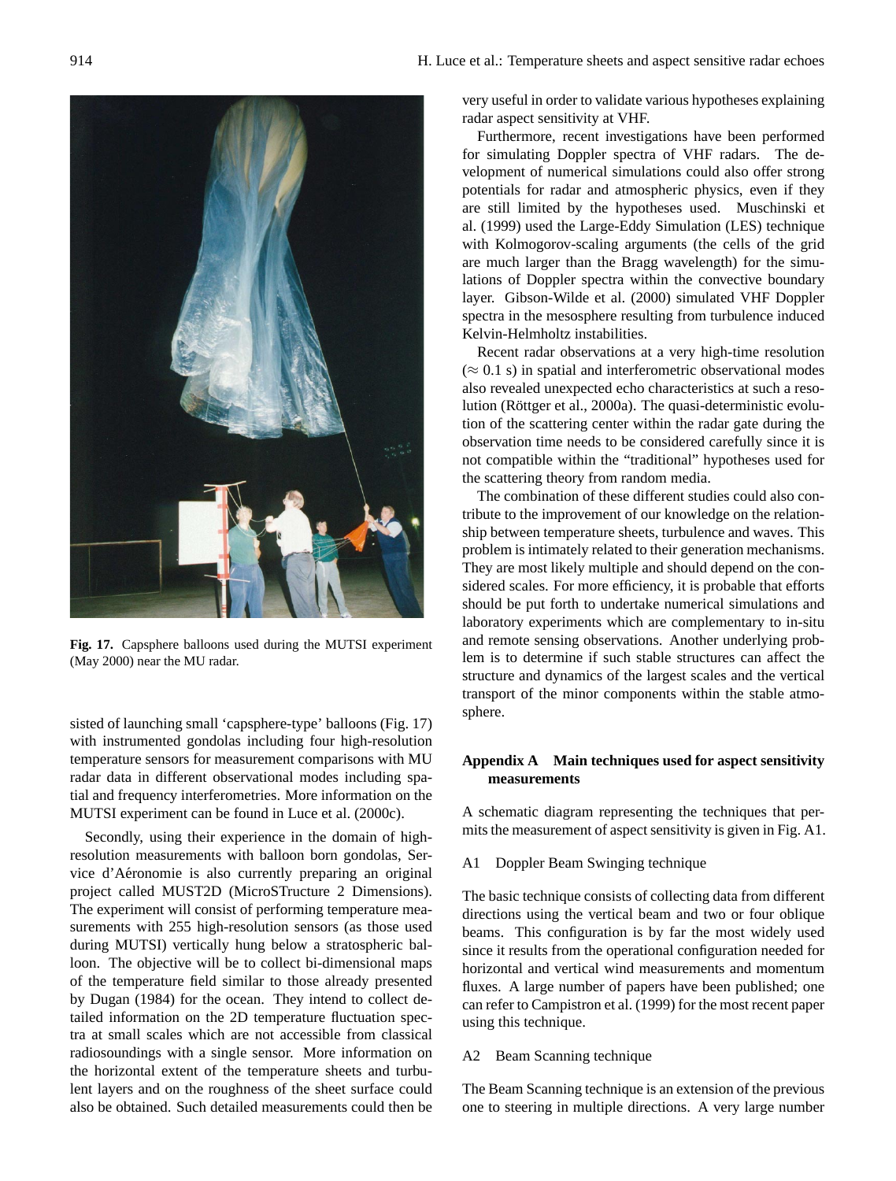**Fig. 17.** Capsphere balloons used during the MUTSI experiment (May 2000) near the MU radar.

sisted of launching small 'capsphere-type' balloons (Fig. 17) with instrumented gondolas including four high-resolution temperature sensors for measurement comparisons with MU radar data in different observational modes including spatial and frequency interferometries. More information on the MUTSI experiment can be found in Luce et al. (2000c).

Secondly, using their experience in the domain of high-resolution measurements with balloon born gondolas, Service d'Aéronomie is also currently preparing an original project called MUST2D (MicroSTructure 2 Dimensions). The experiment will consist of performing temperature measurements with 255 high-resolution sensors (as those used during MUTSI) vertically hung below a stratospheric balloon. The objective will be to collect bi-dimensional maps of the temperature field similar to those already presented by Dugan (1984) for the ocean. They intend to collect detailed information on the 2D temperature fluctuation spectra at small scales which are not accessible from classical radiosoundings with a single sensor. More information on the horizontal extent of the temperature sheets and turbulent layers and on the roughness of the sheet surface could also be obtained. Such detailed measurements could then be very useful in order to validate various hypotheses explaining radar aspect sensitivity at VHF.

Furthermore, recent investigations have been performed for simulating Doppler spectra of VHF radars. The development of numerical simulations could also offer strong potentials for radar and atmospheric physics, even if they are still limited by the hypotheses used. Muschinski et al. (1999) used the Large-Eddy Simulation (LES) technique with Kolmogorov-scaling arguments (the cells of the grid are much larger than the Bragg wavelength) for the simulations of Doppler spectra within the convective boundary layer. Gibson-Wilde et al. (2000) simulated VHF Doppler spectra in the mesosphere resulting from turbulence induced Kelvin-Helmholtz instabilities.

Recent radar observations at a very high-time resolution ($\approx 0.1$ s) in spatial and interferometric observational modes also revealed unexpected echo characteristics at such a resolution (Röttger et al., 2000a). The quasi-deterministic evolution of the scattering center within the radar gate during the observation time needs to be considered carefully since it is not compatible within the "traditional" hypotheses used for the scattering theory from random media.

The combination of these different studies could also contribute to the improvement of our knowledge on the relationship between temperature sheets, turbulence and waves. This problem is intimately related to their generation mechanisms. They are most likely multiple and should depend on the considered scales. For more efficiency, it is probable that efforts should be put forth to undertake numerical simulations and laboratory experiments which are complementary to in-situ and remote sensing observations. Another underlying problem is to determine if such stable structures can affect the structure and dynamics of the largest scales and the vertical transport of the minor components within the stable atmosphere.

## Appendix A Main techniques used for aspect sensitivity measurements

A schematic diagram representing the techniques that permits the measurement of aspect sensitivity is given in Fig. A1.

### A1 Doppler Beam Swinging technique

The basic technique consists of collecting data from different directions using the vertical beam and two or four oblique beams. This configuration is by far the most widely used since it results from the operational configuration needed for horizontal and vertical wind measurements and momentum fluxes. A large number of papers have been published; one can refer to Campistron et al. (1999) for the most recent paper using this technique.

### A2 Beam Scanning technique

The Beam Scanning technique is an extension of the previous one to steering in multiple directions. A very large number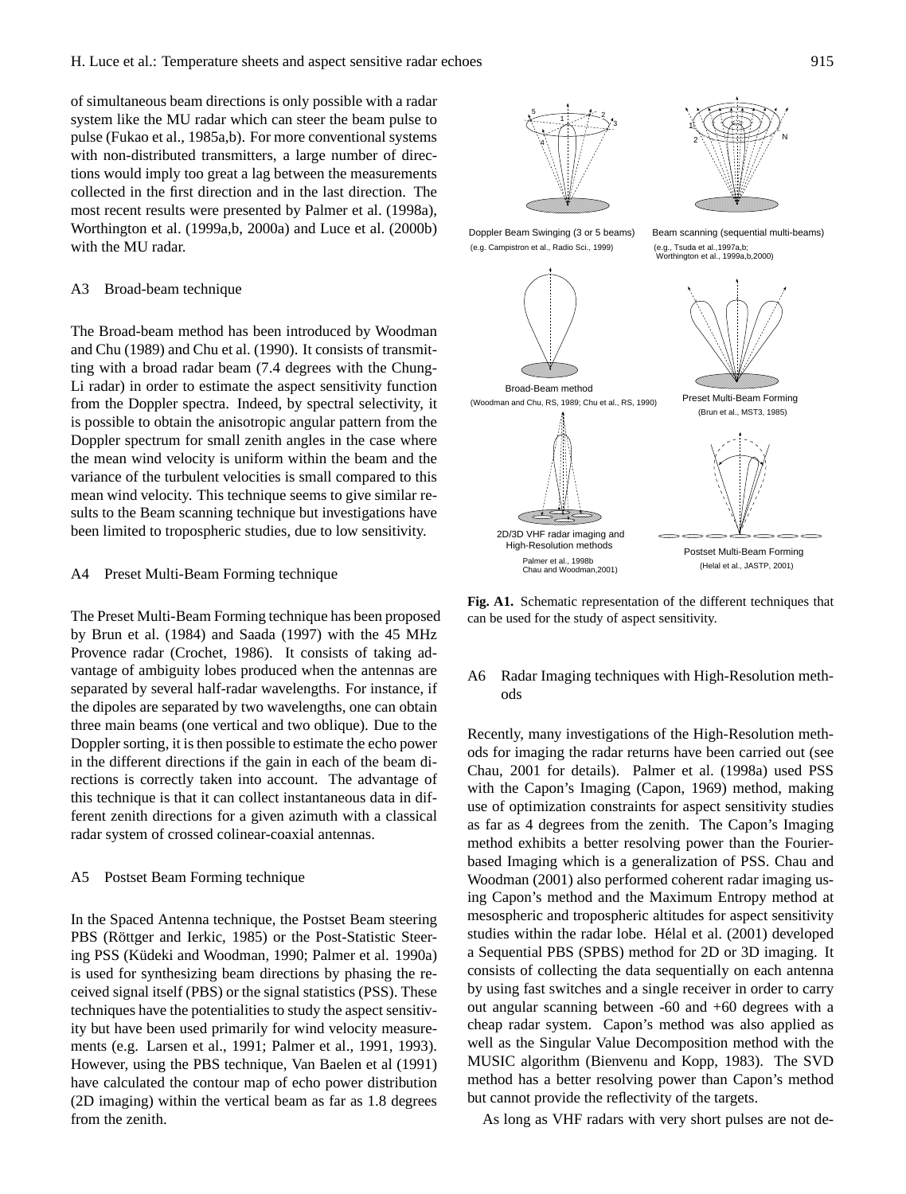of simultaneous beam directions is only possible with a radar system like the MU radar which can steer the beam pulse to pulse (Fukao et al., 1985a,b). For more conventional systems with non-distributed transmitters, a large number of directions would imply too great a lag between the measurements collected in the first direction and in the last direction. The most recent results were presented by Palmer et al. (1998a), Worthington et al. (1999a,b, 2000a) and Luce et al. (2000b) with the MU radar.

### A3 Broad-beam technique

The Broad-beam method has been introduced by Woodman and Chu (1989) and Chu et al. (1990). It consists of transmitting with a broad radar beam (7.4 degrees with the Chung-Li radar) in order to estimate the aspect sensitivity function from the Doppler spectra. Indeed, by spectral selectivity, it is possible to obtain the anisotropic angular pattern from the Doppler spectrum for small zenith angles in the case where the mean wind velocity is uniform within the beam and the variance of the turbulent velocities is small compared to this mean wind velocity. This technique seems to give similar results to the Beam scanning technique but investigations have been limited to tropospheric studies, due to low sensitivity.

### A4 Preset Multi-Beam Forming technique

The Preset Multi-Beam Forming technique has been proposed by Brun et al. (1984) and Saada (1997) with the 45 MHz Provence radar (Crochet, 1986). It consists of taking advantage of ambiguity lobes produced when the antennas are separated by several half-radar wavelengths. For instance, if the dipoles are separated by two wavelengths, one can obtain three main beams (one vertical and two oblique). Due to the Doppler sorting, it is then possible to estimate the echo power in the different directions if the gain in each of the beam directions is correctly taken into account. The advantage of this technique is that it can collect instantaneous data in different zenith directions for a given azimuth with a classical radar system of crossed colinear-coaxial antennas.

### A5 Postset Beam Forming technique

In the Spaced Antenna technique, the Postset Beam steering PBS (Röttger and Ierkic, 1985) or the Post-Statistic Steering PSS (Küdeki and Woodman, 1990; Palmer et al. 1990a) is used for synthesizing beam directions by phasing the received signal itself (PBS) or the signal statistics (PSS). These techniques have the potentialities to study the aspect sensitivity but have been used primarily for wind velocity measurements (e.g. Larsen et al., 1991; Palmer et al., 1991, 1993). However, using the PBS technique, Van Baelen et al (1991) have calculated the contour map of echo power distribution (2D imaging) within the vertical beam as far as 1.8 degrees from the zenith.

Doppler Beam Swinging (3 or 5 beams) (e.g. Campistron et al., Radio Sci., 1999)

Beam scanning (sequential multi-beams) (e.g., Tsuda et al.,1997a,b; Worthington et al., 1999a,b,2000)

Broad-Beam method (Woodman and Chu, RS, 1989; Chu et al., RS, 1990)

Preset Multi-Beam Forming (Brun et al., MST3, 1985)

2D/3D VHF radar imaging and High-Resolution methods Palmer et al., 1998b Chau and Woodman,2001)

Postset Multi-Beam Forming (Helal et al., JASTP, 2001)

**Fig. A1.** Schematic representation of the different techniques that can be used for the study of aspect sensitivity.

### A6 Radar Imaging techniques with High-Resolution methods

Recently, many investigations of the High-Resolution methods for imaging the radar returns have been carried out (see Chau, 2001 for details). Palmer et al. (1998a) used PSS with the Capon's Imaging (Capon, 1969) method, making use of optimization constraints for aspect sensitivity studies as far as 4 degrees from the zenith. The Capon's Imaging method exhibits a better resolving power than the Fourier-based Imaging which is a generalization of PSS. Chau and Woodman (2001) also performed coherent radar imaging using Capon's method and the Maximum Entropy method at mesospheric and tropospheric altitudes for aspect sensitivity studies within the radar lobe. Hélal et al. (2001) developed a Sequential PBS (SPBS) method for 2D or 3D imaging. It consists of collecting the data sequentially on each antenna by using fast switches and a single receiver in order to carry out angular scanning between -60 and +60 degrees with a cheap radar system. Capon's method was also applied as well as the Singular Value Decomposition method with the MUSIC algorithm (Bienvenu and Kopp, 1983). The SVD method has a better resolving power than Capon's method but cannot provide the reflectivity of the targets.

As long as VHF radars with very short pulses are not de-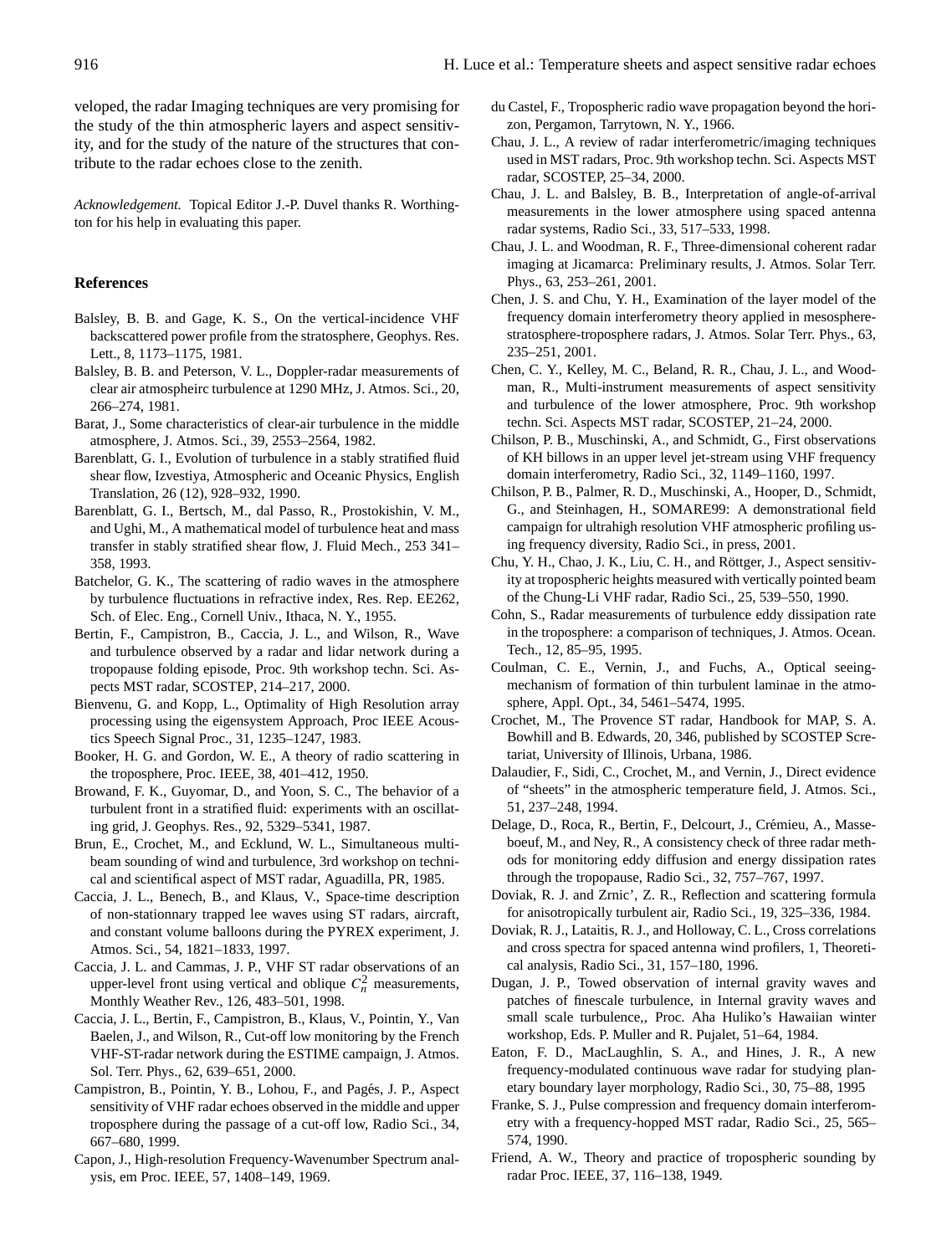veloped, the radar Imaging techniques are very promising for the study of the thin atmospheric layers and aspect sensitivity, and for the study of the nature of the structures that contribute to the radar echoes close to the zenith.

*Acknowledgement.* Topical Editor J.-P. Duvel thanks R. Worthington for his help in evaluating this paper.

## References

Balsley, B. B. and Gage, K. S., On the vertical-incidence VHF backscattered power profile from the stratosphere, Geophys. Res. Lett., 8, 1173–1175, 1981.

Balsley, B. B. and Peterson, V. L., Doppler-radar measurements of clear air atmospheirc turbulence at 1290 MHz, J. Atmos. Sci., 20, 266–274, 1981.

Barat, J., Some characteristics of clear-air turbulence in the middle atmosphere, J. Atmos. Sci., 39, 2553–2564, 1982.

Barenblatt, G. I., Evolution of turbulence in a stably stratified fluid shear flow, Izvestiya, Atmospheric and Oceanic Physics, English Translation, 26 (12), 928–932, 1990.

Barenblatt, G. I., Bertsch, M., dal Passo, R., Prostokishin, V. M., and Ughi, M., A mathematical model of turbulence heat and mass transfer in stably stratified shear flow, J. Fluid Mech., 253 341–358, 1993.

Batchelor, G. K., The scattering of radio waves in the atmosphere by turbulence fluctuations in refractive index, Res. Rep. EE262, Sch. of Elec. Eng., Cornell Univ., Ithaca, N. Y., 1955.

Bertin, F., Campistron, B., Caccia, J. L., and Wilson, R., Wave and turbulence observed by a radar and lidar network during a tropopause folding episode, Proc. 9th workshop techn. Sci. Aspects MST radar, SCOSTEP, 214–217, 2000.

Bienvenu, G. and Kopp, L., Optimality of High Resolution array processing using the eigensystem Approach, Proc IEEE Acoustics Speech Signal Proc., 31, 1235–1247, 1983.

Booker, H. G. and Gordon, W. E., A theory of radio scattering in the troposphere, Proc. IEEE, 38, 401–412, 1950.

Browand, F. K., Guyomar, D., and Yoon, S. C., The behavior of a turbulent front in a stratified fluid: experiments with an oscillating grid, J. Geophys. Res., 92, 5329–5341, 1987.

Brun, E., Crochet, M., and Ecklund, W. L., Simultaneous multibeam sounding of wind and turbulence, 3rd workshop on technical and scientifical aspect of MST radar, Aguadilla, PR, 1985.

Caccia, J. L., Benech, B., and Klaus, V., Space-time description of non-stationnary trapped lee waves using ST radars, aircraft, and constant volume balloons during the PYREX experiment, J. Atmos. Sci., 54, 1821–1833, 1997.

Caccia, J. L. and Cammas, J. P., VHF ST radar observations of an upper-level front using vertical and oblique $C_n^2$ measurements, Monthly Weather Rev., 126, 483–501, 1998.

Caccia, J. L., Bertin, F., Campistron, B., Klaus, V., Pointin, Y., Van Baelen, J., and Wilson, R., Cut-off low monitoring by the French VHF-ST-radar network during the ESTIME campaign, J. Atmos. Sol. Terr. Phys., 62, 639–651, 2000.

Campistron, B., Pointin, Y. B., Lohou, F., and Pagés, J. P., Aspect sensitivity of VHF radar echoes observed in the middle and upper troposphere during the passage of a cut-off low, Radio Sci., 34, 667–680, 1999.

Capon, J., High-resolution Frequency-Wavenumber Spectrum analysis, em Proc. IEEE, 57, 1408–149, 1969.

du Castel, F., Tropospheric radio wave propagation beyond the horizon, Pergamon, Tarrytown, N. Y., 1966.

Chau, J. L., A review of radar interferometric/imaging techniques used in MST radars, Proc. 9th workshop techn. Sci. Aspects MST radar, SCOSTEP, 25–34, 2000.

Chau, J. L. and Balsley, B. B., Interpretation of angle-of-arrival measurements in the lower atmosphere using spaced antenna radar systems, Radio Sci., 33, 517–533, 1998.

Chau, J. L. and Woodman, R. F., Three-dimensional coherent radar imaging at Jicamarca: Preliminary results, J. Atmos. Solar Terr. Phys., 63, 253–261, 2001.

Chen, J. S. and Chu, Y. H., Examination of the layer model of the frequency domain interferometry theory applied in mesosphere-stratosphere-troposphere radars, J. Atmos. Solar Terr. Phys., 63, 235–251, 2001.

Chen, C. Y., Kelley, M. C., Beland, R. R., Chau, J. L., and Woodman, R., Multi-instrument measurements of aspect sensitivity and turbulence of the lower atmosphere, Proc. 9th workshop techn. Sci. Aspects MST radar, SCOSTEP, 21–24, 2000.

Chilson, P. B., Muschinski, A., and Schmidt, G., First observations of KH billows in an upper level jet-stream using VHF frequency domain interferometry, Radio Sci., 32, 1149–1160, 1997.

Chilson, P. B., Palmer, R. D., Muschinski, A., Hooper, D., Schmidt, G., and Steinhagen, H., SOMARE99: A demonstrational field campaign for ultrahigh resolution VHF atmospheric profiling using frequency diversity, Radio Sci., in press, 2001.

Chu, Y. H., Chao, J. K., Liu, C. H., and Röttger, J., Aspect sensitivity at tropospheric heights measured with vertically pointed beam of the Chung-Li VHF radar, Radio Sci., 25, 539–550, 1990.

Cohn, S., Radar measurements of turbulence eddy dissipation rate in the troposphere: a comparison of techniques, J. Atmos. Ocean. Tech., 12, 85–95, 1995.

Coulman, C. E., Vernin, J., and Fuchs, A., Optical seeing-mechanism of formation of thin turbulent laminae in the atmosphere, Appl. Opt., 34, 5461–5474, 1995.

Crochet, M., The Provence ST radar, Handbook for MAP, S. A. Bowhill and B. Edwards, 20, 346, published by SCOSTEP Scretariat, University of Illinois, Urbana, 1986.

Dalaudier, F., Sidi, C., Crochet, M., and Vernin, J., Direct evidence of "sheets" in the atmospheric temperature field, J. Atmos. Sci., 51, 237–248, 1994.

Delage, D., Roca, R., Bertin, F., Delcourt, J., Crémieu, A., Masseboeuf, M., and Ney, R., A consistency check of three radar methods for monitoring eddy diffusion and energy dissipation rates through the tropopause, Radio Sci., 32, 757–767, 1997.

Doviak, R. J. and Zrnic', Z. R., Reflection and scattering formula for anisotropically turbulent air, Radio Sci., 19, 325–336, 1984.

Doviak, R. J., Lataitis, R. J., and Holloway, C. L., Cross correlations and cross spectra for spaced antenna wind profilers, 1, Theoretical analysis, Radio Sci., 31, 157–180, 1996.

Dugan, J. P., Towed observation of internal gravity waves and patches of finescale turbulence, in Internal gravity waves and small scale turbulence,, Proc. Aha Huliko's Hawaiian winter workshop, Eds. P. Muller and R. Pujalet, 51–64, 1984.

Eaton, F. D., MacLaughlin, S. A., and Hines, J. R., A new frequency-modulated continuous wave radar for studying planetary boundary layer morphology, Radio Sci., 30, 75–88, 1995

Franke, S. J., Pulse compression and frequency domain interferometry with a frequency-hopped MST radar, Radio Sci., 25, 565–574, 1990.

Friend, A. W., Theory and practice of tropospheric sounding by radar Proc. IEEE, 37, 116–138, 1949.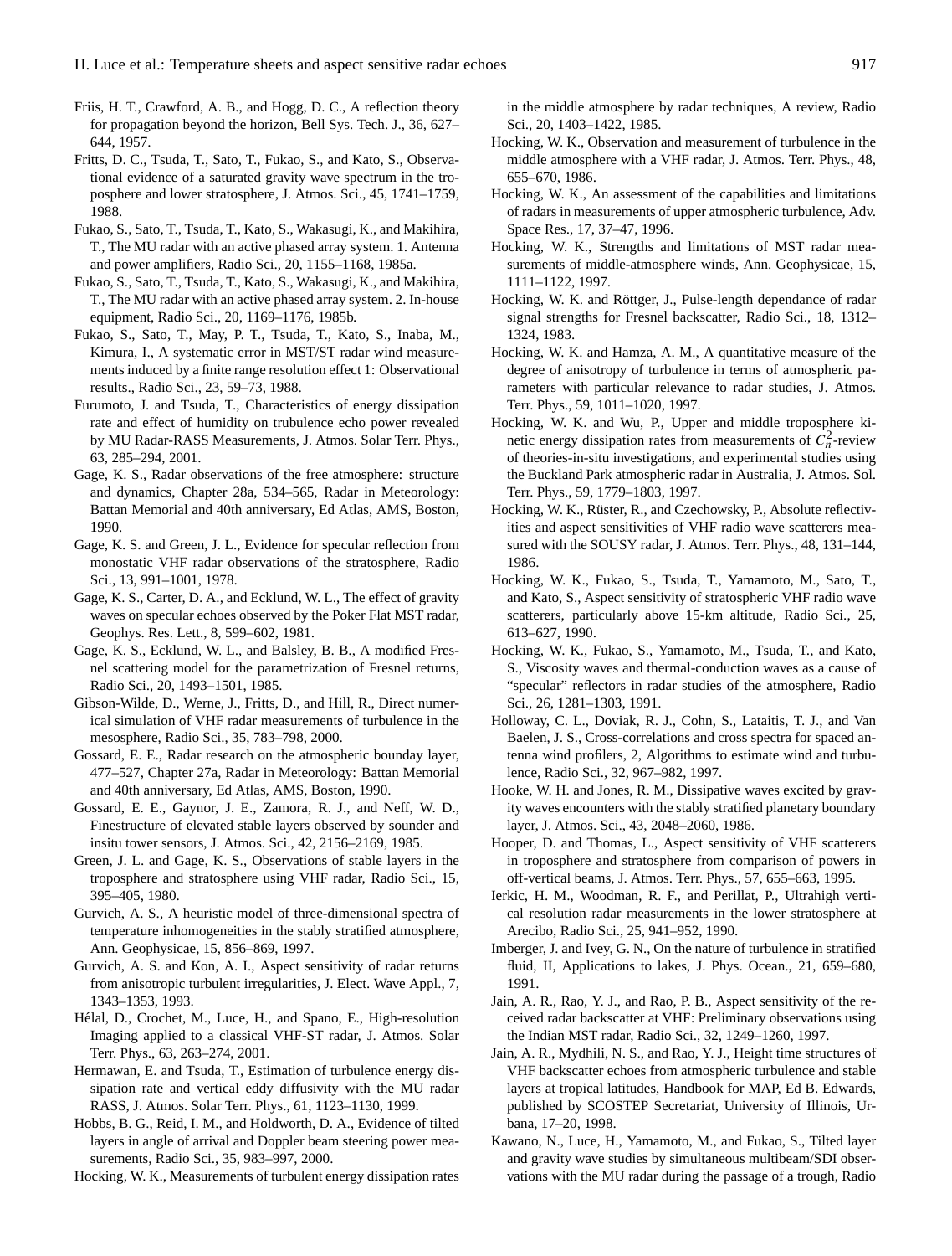Friis, H. T., Crawford, A. B., and Hogg, D. C., A reflection theory for propagation beyond the horizon, Bell Sys. Tech. J., 36, 627–644, 1957.

Fritts, D. C., Tsuda, T., Sato, T., Fukao, S., and Kato, S., Observational evidence of a saturated gravity wave spectrum in the troposphere and lower stratosphere, J. Atmos. Sci., 45, 1741–1759, 1988.

Fukao, S., Sato, T., Tsuda, T., Kato, S., Wakasugi, K., and Makihira, T., The MU radar with an active phased array system. 1. Antenna and power amplifiers, Radio Sci., 20, 1155–1168, 1985a.

Fukao, S., Sato, T., Tsuda, T., Kato, S., Wakasugi, K., and Makihira, T., The MU radar with an active phased array system. 2. In-house equipment, Radio Sci., 20, 1169–1176, 1985b.

Fukao, S., Sato, T., May, P. T., Tsuda, T., Kato, S., Inaba, M., Kimura, I., A systematic error in MST/ST radar wind measurements induced by a finite range resolution effect 1: Observational results., Radio Sci., 23, 59–73, 1988.

Furumoto, J. and Tsuda, T., Characteristics of energy dissipation rate and effect of humidity on trubulence echo power revealed by MU Radar-RASS Measurements, J. Atmos. Solar Terr. Phys., 63, 285–294, 2001.

Gage, K. S., Radar observations of the free atmosphere: structure and dynamics, Chapter 28a, 534–565, Radar in Meteorology: Battan Memorial and 40th anniversary, Ed Atlas, AMS, Boston, 1990.

Gage, K. S. and Green, J. L., Evidence for specular reflection from monostatic VHF radar observations of the stratosphere, Radio Sci., 13, 991–1001, 1978.

Gage, K. S., Carter, D. A., and Ecklund, W. L., The effect of gravity waves on specular echoes observed by the Poker Flat MST radar, Geophys. Res. Lett., 8, 599–602, 1981.

Gage, K. S., Ecklund, W. L., and Balsley, B. B., A modified Fresnel scattering model for the parametrization of Fresnel returns, Radio Sci., 20, 1493–1501, 1985.

Gibson-Wilde, D., Werne, J., Fritts, D., and Hill, R., Direct numerical simulation of VHF radar measurements of turbulence in the mesosphere, Radio Sci., 35, 783–798, 2000.

Gossard, E. E., Radar research on the atmospheric bounday layer, 477–527, Chapter 27a, Radar in Meteorology: Battan Memorial and 40th anniversary, Ed Atlas, AMS, Boston, 1990.

Gossard, E. E., Gaynor, J. E., Zamora, R. J., and Neff, W. D., Finestructure of elevated stable layers observed by sounder and insitu tower sensors, J. Atmos. Sci., 42, 2156–2169, 1985.

Green, J. L. and Gage, K. S., Observations of stable layers in the troposphere and stratosphere using VHF radar, Radio Sci., 15, 395–405, 1980.

Gurvich, A. S., A heuristic model of three-dimensional spectra of temperature inhomogeneities in the stably stratified atmosphere, Ann. Geophysicae, 15, 856–869, 1997.

Gurvich, A. S. and Kon, A. I., Aspect sensitivity of radar returns from anisotropic turbulent irregularities, J. Elect. Wave Appl., 7, 1343–1353, 1993.

Hélal, D., Crochet, M., Luce, H., and Spano, E., High-resolution Imaging applied to a classical VHF-ST radar, J. Atmos. Solar Terr. Phys., 63, 263–274, 2001.

Hermawan, E. and Tsuda, T., Estimation of turbulence energy dissipation rate and vertical eddy diffusivity with the MU radar RASS, J. Atmos. Solar Terr. Phys., 61, 1123–1130, 1999.

Hobbs, B. G., Reid, I. M., and Holdworth, D. A., Evidence of tilted layers in angle of arrival and Doppler beam steering power measurements, Radio Sci., 35, 983–997, 2000.

Hocking, W. K., Measurements of turbulent energy dissipation rates in the middle atmosphere by radar techniques, A review, Radio Sci., 20, 1403–1422, 1985.

Hocking, W. K., Observation and measurement of turbulence in the middle atmosphere with a VHF radar, J. Atmos. Terr. Phys., 48, 655–670, 1986.

Hocking, W. K., An assessment of the capabilities and limitations of radars in measurements of upper atmospheric turbulence, Adv. Space Res., 17, 37–47, 1996.

Hocking, W. K., Strengths and limitations of MST radar measurements of middle-atmosphere winds, Ann. Geophysicae, 15, 1111–1122, 1997.

Hocking, W. K. and Röttger, J., Pulse-length dependance of radar signal strengths for Fresnel backscatter, Radio Sci., 18, 1312–1324, 1983.

Hocking, W. K. and Hamza, A. M., A quantitative measure of the degree of anisotropy of turbulence in terms of atmospheric parameters with particular relevance to radar studies, J. Atmos. Terr. Phys., 59, 1011–1020, 1997.

Hocking, W. K. and Wu, P., Upper and middle troposphere kinetic energy dissipation rates from measurements of $C_n^2$-review of theories-in-situ investigations, and experimental studies using the Buckland Park atmospheric radar in Australia, J. Atmos. Sol. Terr. Phys., 59, 1779–1803, 1997.

Hocking, W. K., Rüster, R., and Czechowsky, P., Absolute reflectivities and aspect sensitivities of VHF radio wave scatterers measured with the SOUSY radar, J. Atmos. Terr. Phys., 48, 131–144, 1986.

Hocking, W. K., Fukao, S., Tsuda, T., Yamamoto, M., Sato, T., and Kato, S., Aspect sensitivity of stratospheric VHF radio wave scatterers, particularly above 15-km altitude, Radio Sci., 25, 613–627, 1990.

Hocking, W. K., Fukao, S., Yamamoto, M., Tsuda, T., and Kato, S., Viscosity waves and thermal-conduction waves as a cause of "specular" reflectors in radar studies of the atmosphere, Radio Sci., 26, 1281–1303, 1991.

Holloway, C. L., Doviak, R. J., Cohn, S., Lataitis, T. J., and Van Baelen, J. S., Cross-correlations and cross spectra for spaced antenna wind profilers, 2, Algorithms to estimate wind and turbulence, Radio Sci., 32, 967–982, 1997.

Hooke, W. H. and Jones, R. M., Dissipative waves excited by gravity waves encounters with the stably stratified planetary boundary layer, J. Atmos. Sci., 43, 2048–2060, 1986.

Hooper, D. and Thomas, L., Aspect sensitivity of VHF scatterers in troposphere and stratosphere from comparison of powers in off-vertical beams, J. Atmos. Terr. Phys., 57, 655–663, 1995.

Ierkic, H. M., Woodman, R. F., and Perillat, P., Ultrahigh vertical resolution radar measurements in the lower stratosphere at Arecibo, Radio Sci., 25, 941–952, 1990.

Imberger, J. and Ivey, G. N., On the nature of turbulence in stratified fluid, II, Applications to lakes, J. Phys. Ocean., 21, 659–680, 1991.

Jain, A. R., Rao, Y. J., and Rao, P. B., Aspect sensitivity of the received radar backscatter at VHF: Preliminary observations using the Indian MST radar, Radio Sci., 32, 1249–1260, 1997.

Jain, A. R., Mydhili, N. S., and Rao, Y. J., Height time structures of VHF backscatter echoes from atmospheric turbulence and stable layers at tropical latitudes, Handbook for MAP, Ed B. Edwards, published by SCOSTEP Secretariat, University of Illinois, Urbana, 17–20, 1998.

Kawano, N., Luce, H., Yamamoto, M., and Fukao, S., Tilted layer and gravity wave studies by simultaneous multibeam/SDI observations with the MU radar during the passage of a trough, Radio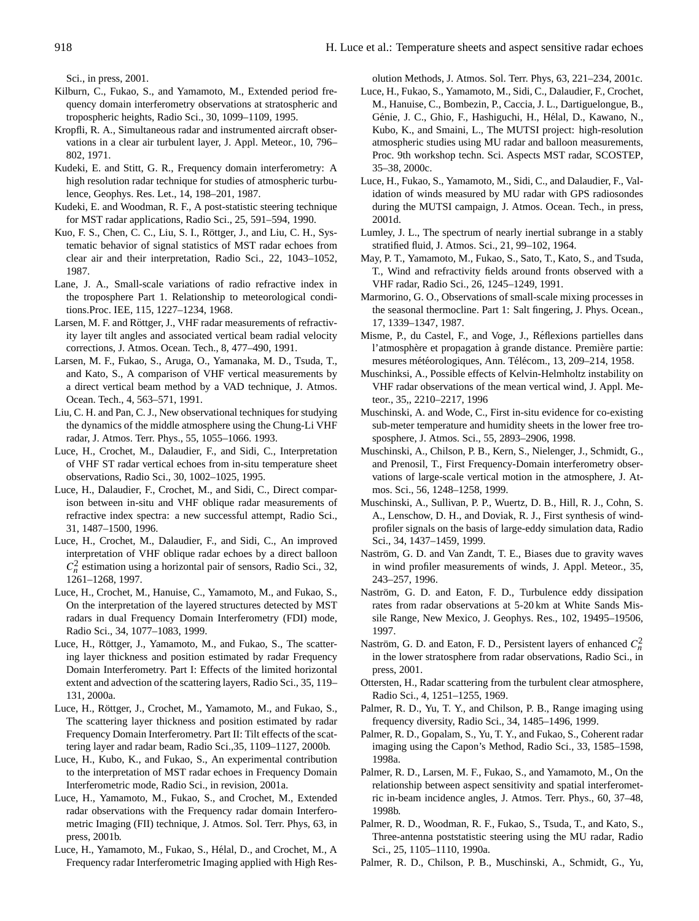Sci., in press, 2001.

Kilburn, C., Fukao, S., and Yamamoto, M., Extended period frequency domain interferometry observations at stratospheric and tropospheric heights, Radio Sci., 30, 1099–1109, 1995.

Kropfli, R. A., Simultaneous radar and instrumented aircraft observations in a clear air turbulent layer, J. Appl. Meteor., 10, 796–802, 1971.

Kudeki, E. and Stitt, G. R., Frequency domain interferometry: A high resolution radar technique for studies of atmospheric turbulence, Geophys. Res. Let., 14, 198–201, 1987.

Kudeki, E. and Woodman, R. F., A post-statistic steering technique for MST radar applications, Radio Sci., 25, 591–594, 1990.

Kuo, F. S., Chen, C. C., Liu, S. I., Röttger, J., and Liu, C. H., Systematic behavior of signal statistics of MST radar echoes from clear air and their interpretation, Radio Sci., 22, 1043–1052, 1987.

Lane, J. A., Small-scale variations of radio refractive index in the troposphere Part 1. Relationship to meteorological conditions.Proc. IEE, 115, 1227–1234, 1968.

Larsen, M. F. and Röttger, J., VHF radar measurements of refractivity layer tilt angles and associated vertical beam radial velocity corrections, J. Atmos. Ocean. Tech., 8, 477–490, 1991.

Larsen, M. F., Fukao, S., Aruga, O., Yamanaka, M. D., Tsuda, T., and Kato, S., A comparison of VHF vertical measurements by a direct vertical beam method by a VAD technique, J. Atmos. Ocean. Tech., 4, 563–571, 1991.

Liu, C. H. and Pan, C. J., New observational techniques for studying the dynamics of the middle atmosphere using the Chung-Li VHF radar, J. Atmos. Terr. Phys., 55, 1055–1066. 1993.

Luce, H., Crochet, M., Dalaudier, F., and Sidi, C., Interpretation of VHF ST radar vertical echoes from in-situ temperature sheet observations, Radio Sci., 30, 1002–1025, 1995.

Luce, H., Dalaudier, F., Crochet, M., and Sidi, C., Direct comparison between in-situ and VHF oblique radar measurements of refractive index spectra: a new successful attempt, Radio Sci., 31, 1487–1500, 1996.

Luce, H., Crochet, M., Dalaudier, F., and Sidi, C., An improved interpretation of VHF oblique radar echoes by a direct balloon $C_n^2$ estimation using a horizontal pair of sensors, Radio Sci., 32, 1261–1268, 1997.

Luce, H., Crochet, M., Hanuise, C., Yamamoto, M., and Fukao, S., On the interpretation of the layered structures detected by MST radars in dual Frequency Domain Interferometry (FDI) mode, Radio Sci., 34, 1077–1083, 1999.

Luce, H., Röttger, J., Yamamoto, M., and Fukao, S., The scattering layer thickness and position estimated by radar Frequency Domain Interferometry. Part I: Effects of the limited horizontal extent and advection of the scattering layers, Radio Sci., 35, 119–131, 2000a.

Luce, H., Röttger, J., Crochet, M., Yamamoto, M., and Fukao, S., The scattering layer thickness and position estimated by radar Frequency Domain Interferometry. Part II: Tilt effects of the scattering layer and radar beam, Radio Sci.,35, 1109–1127, 2000b.

Luce, H., Kubo, K., and Fukao, S., An experimental contribution to the interpretation of MST radar echoes in Frequency Domain Interferometric mode, Radio Sci., in revision, 2001a.

Luce, H., Yamamoto, M., Fukao, S., and Crochet, M., Extended radar observations with the Frequency radar domain Interferometric Imaging (FII) technique, J. Atmos. Sol. Terr. Phys, 63, in press, 2001b.

Luce, H., Yamamoto, M., Fukao, S., Hélal, D., and Crochet, M., A Frequency radar Interferometric Imaging applied with High Resolution Methods, J. Atmos. Sol. Terr. Phys, 63, 221–234, 2001c.

Luce, H., Fukao, S., Yamamoto, M., Sidi, C., Dalaudier, F., Crochet, M., Hanuise, C., Bombezin, P., Caccia, J. L., Dartiguelongue, B., Génie, J. C., Ghio, F., Hashiguchi, H., Hélal, D., Kawano, N., Kubo, K., and Smaini, L., The MUTSI project: high-resolution atmospheric studies using MU radar and balloon measurements, Proc. 9th workshop techn. Sci. Aspects MST radar, SCOSTEP, 35–38, 2000c.

Luce, H., Fukao, S., Yamamoto, M., Sidi, C., and Dalaudier, F., Validation of winds measured by MU radar with GPS radiosondes during the MUTSI campaign, J. Atmos. Ocean. Tech., in press, 2001d.

Lumley, J. L., The spectrum of nearly inertial subrange in a stably stratified fluid, J. Atmos. Sci., 21, 99–102, 1964.

May, P. T., Yamamoto, M., Fukao, S., Sato, T., Kato, S., and Tsuda, T., Wind and refractivity fields around fronts observed with a VHF radar, Radio Sci., 26, 1245–1249, 1991.

Marmorino, G. O., Observations of small-scale mixing processes in the seasonal thermocline. Part 1: Salt fingering, J. Phys. Ocean., 17, 1339–1347, 1987.

Misme, P., du Castel, F., and Voge, J., Réflexions partielles dans l'atmosphère et propagation à grande distance. Première partie: mesures météorologiques, Ann. Télécom., 13, 209–214, 1958.

Muschinksi, A., Possible effects of Kelvin-Helmholtz instability on VHF radar observations of the mean vertical wind, J. Appl. Meteor., 35,, 2210–2217, 1996

Muschinski, A. and Wode, C., First in-situ evidence for co-existing sub-meter temperature and humidity sheets in the lower free trosposphere, J. Atmos. Sci., 55, 2893–2906, 1998.

Muschinski, A., Chilson, P. B., Kern, S., Nielenger, J., Schmidt, G., and Prenosil, T., First Frequency-Domain interferometry observations of large-scale vertical motion in the atmosphere, J. Atmos. Sci., 56, 1248–1258, 1999.

Muschinski, A., Sullivan, P. P., Wuertz, D. B., Hill, R. J., Cohn, S. A., Lenschow, D. H., and Doviak, R. J., First synthesis of wind-profiler signals on the basis of large-eddy simulation data, Radio Sci., 34, 1437–1459, 1999.

Naström, G. D. and Van Zandt, T. E., Biases due to gravity waves in wind profiler measurements of winds, J. Appl. Meteor., 35, 243–257, 1996.

Naström, G. D. and Eaton, F. D., Turbulence eddy dissipation rates from radar observations at 5-20 km at White Sands Missile Range, New Mexico, J. Geophys. Res., 102, 19495–19506, 1997.

Naström, G. D. and Eaton, F. D., Persistent layers of enhanced $C_n^2$ in the lower stratosphere from radar observations, Radio Sci., in press, 2001.

Ottersten, H., Radar scattering from the turbulent clear atmosphere, Radio Sci., 4, 1251–1255, 1969.

Palmer, R. D., Yu, T. Y., and Chilson, P. B., Range imaging using frequency diversity, Radio Sci., 34, 1485–1496, 1999.

Palmer, R. D., Gopalam, S., Yu, T. Y., and Fukao, S., Coherent radar imaging using the Capon's Method, Radio Sci., 33, 1585–1598, 1998a.

Palmer, R. D., Larsen, M. F., Fukao, S., and Yamamoto, M., On the relationship between aspect sensitivity and spatial interferometric in-beam incidence angles, J. Atmos. Terr. Phys., 60, 37–48, 1998b.

Palmer, R. D., Woodman, R. F., Fukao, S., Tsuda, T., and Kato, S., Three-antenna poststatistic steering using the MU radar, Radio Sci., 25, 1105–1110, 1990a.

Palmer, R. D., Chilson, P. B., Muschinski, A., Schmidt, G., Yu,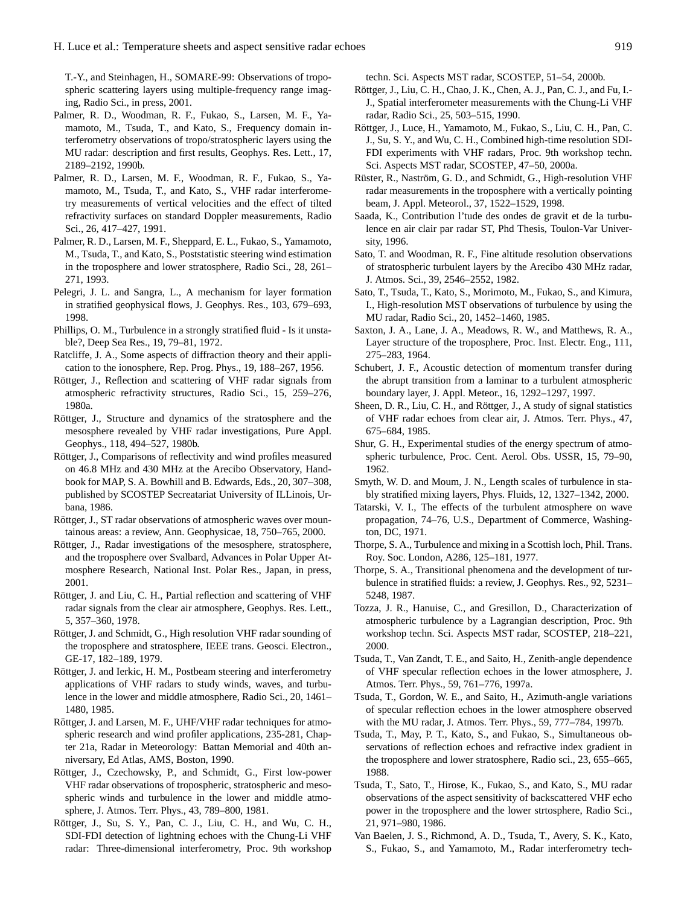T.-Y., and Steinhagen, H., SOMARE-99: Observations of tropospheric scattering layers using multiple-frequency range imaging, Radio Sci., in press, 2001.

Palmer, R. D., Woodman, R. F., Fukao, S., Larsen, M. F., Yamamoto, M., Tsuda, T., and Kato, S., Frequency domain interferometry observations of tropo/stratospheric layers using the MU radar: description and first results, Geophys. Res. Lett., 17, 2189–2192, 1990b.

Palmer, R. D., Larsen, M. F., Woodman, R. F., Fukao, S., Yamamoto, M., Tsuda, T., and Kato, S., VHF radar interferometry measurements of vertical velocities and the effect of tilted refractivity surfaces on standard Doppler measurements, Radio Sci., 26, 417–427, 1991.

Palmer, R. D., Larsen, M. F., Sheppard, E. L., Fukao, S., Yamamoto, M., Tsuda, T., and Kato, S., Poststatistic steering wind estimation in the troposphere and lower stratosphere, Radio Sci., 28, 261–271, 1993.

Pelegri, J. L. and Sangra, L., A mechanism for layer formation in stratified geophysical flows, J. Geophys. Res., 103, 679–693, 1998.

Phillips, O. M., Turbulence in a strongly stratified fluid - Is it unstable?, Deep Sea Res., 19, 79–81, 1972.

Ratcliffe, J. A., Some aspects of diffraction theory and their application to the ionosphere, Rep. Prog. Phys., 19, 188–267, 1956.

Röttger, J., Reflection and scattering of VHF radar signals from atmospheric refractivity structures, Radio Sci., 15, 259–276, 1980a.

Röttger, J., Structure and dynamics of the stratosphere and the mesosphere revealed by VHF radar investigations, Pure Appl. Geophys., 118, 494–527, 1980b.

Röttger, J., Comparisons of reflectivity and wind profiles measured on 46.8 MHz and 430 MHz at the Arecibo Observatory, Handbook for MAP, S. A. Bowhill and B. Edwards, Eds., 20, 307–308, published by SCOSTEP Secreatariat University of ILLinois, Urbana, 1986.

Röttger, J., ST radar observations of atmospheric waves over mountainous areas: a review, Ann. Geophysicae, 18, 750–765, 2000.

Röttger, J., Radar investigations of the mesosphere, stratosphere, and the troposphere over Svalbard, Advances in Polar Upper Atmosphere Research, National Inst. Polar Res., Japan, in press, 2001.

Röttger, J. and Liu, C. H., Partial reflection and scattering of VHF radar signals from the clear air atmosphere, Geophys. Res. Lett., 5, 357–360, 1978.

Röttger, J. and Schmidt, G., High resolution VHF radar sounding of the troposphere and stratosphere, IEEE trans. Geosci. Electron., GE-17, 182–189, 1979.

Röttger, J. and Ierkic, H. M., Postbeam steering and interferometry applications of VHF radars to study winds, waves, and turbulence in the lower and middle atmosphere, Radio Sci., 20, 1461–1480, 1985.

Röttger, J. and Larsen, M. F., UHF/VHF radar techniques for atmospheric research and wind profiler applications, 235-281, Chapter 21a, Radar in Meteorology: Battan Memorial and 40th anniversary, Ed Atlas, AMS, Boston, 1990.

Röttger, J., Czechowsky, P., and Schmidt, G., First low-power VHF radar observations of tropospheric, stratospheric and mesospheric winds and turbulence in the lower and middle atmosphere, J. Atmos. Terr. Phys., 43, 789–800, 1981.

Röttger, J., Su, S. Y., Pan, C. J., Liu, C. H., and Wu, C. H., SDI-FDI detection of lightning echoes with the Chung-Li VHF radar: Three-dimensional interferometry, Proc. 9th workshop techn. Sci. Aspects MST radar, SCOSTEP, 51–54, 2000b.

Röttger, J., Liu, C. H., Chao, J. K., Chen, A. J., Pan, C. J., and Fu, I.-J., Spatial interferometer measurements with the Chung-Li VHF radar, Radio Sci., 25, 503–515, 1990.

Röttger, J., Luce, H., Yamamoto, M., Fukao, S., Liu, C. H., Pan, C. J., Su, S. Y., and Wu, C. H., Combined high-time resolution SDI-FDI experiments with VHF radars, Proc. 9th workshop techn. Sci. Aspects MST radar, SCOSTEP, 47–50, 2000a.

Rüster, R., Naström, G. D., and Schmidt, G., High-resolution VHF radar measurements in the troposphere with a vertically pointing beam, J. Appl. Meteorol., 37, 1522–1529, 1998.

Saada, K., Contribution l'tude des ondes de gravit et de la turbulence en air clair par radar ST, Phd Thesis, Toulon-Var University, 1996.

Sato, T. and Woodman, R. F., Fine altitude resolution observations of stratospheric turbulent layers by the Arecibo 430 MHz radar, J. Atmos. Sci., 39, 2546–2552, 1982.

Sato, T., Tsuda, T., Kato, S., Morimoto, M., Fukao, S., and Kimura, I., High-resolution MST observations of turbulence by using the MU radar, Radio Sci., 20, 1452–1460, 1985.

Saxton, J. A., Lane, J. A., Meadows, R. W., and Matthews, R. A., Layer structure of the troposphere, Proc. Inst. Electr. Eng., 111, 275–283, 1964.

Schubert, J. F., Acoustic detection of momentum transfer during the abrupt transition from a laminar to a turbulent atmospheric boundary layer, J. Appl. Meteor., 16, 1292–1297, 1997.

Sheen, D. R., Liu, C. H., and Röttger, J., A study of signal statistics of VHF radar echoes from clear air, J. Atmos. Terr. Phys., 47, 675–684, 1985.

Shur, G. H., Experimental studies of the energy spectrum of atmospheric turbulence, Proc. Cent. Aerol. Obs. USSR, 15, 79–90, 1962.

Smyth, W. D. and Moum, J. N., Length scales of turbulence in stably stratified mixing layers, Phys. Fluids, 12, 1327–1342, 2000.

Tatarski, V. I., The effects of the turbulent atmosphere on wave propagation, 74–76, U.S., Department of Commerce, Washington, DC, 1971.

Thorpe, S. A., Turbulence and mixing in a Scottish loch, Phil. Trans. Roy. Soc. London, A286, 125–181, 1977.

Thorpe, S. A., Transitional phenomena and the development of turbulence in stratified fluids: a review, J. Geophys. Res., 92, 5231–5248, 1987.

Tozza, J. R., Hanuise, C., and Gresillon, D., Characterization of atmospheric turbulence by a Lagrangian description, Proc. 9th workshop techn. Sci. Aspects MST radar, SCOSTEP, 218–221, 2000.

Tsuda, T., Van Zandt, T. E., and Saito, H., Zenith-angle dependence of VHF specular reflection echoes in the lower atmosphere, J. Atmos. Terr. Phys., 59, 761–776, 1997a.

Tsuda, T., Gordon, W. E., and Saito, H., Azimuth-angle variations of specular reflection echoes in the lower atmosphere observed with the MU radar, J. Atmos. Terr. Phys., 59, 777–784, 1997b.

Tsuda, T., May, P. T., Kato, S., and Fukao, S., Simultaneous observations of reflection echoes and refractive index gradient in the troposphere and lower stratosphere, Radio sci., 23, 655–665, 1988.

Tsuda, T., Sato, T., Hirose, K., Fukao, S., and Kato, S., MU radar observations of the aspect sensitivity of backscattered VHF echo power in the troposphere and the lower strtosphere, Radio Sci., 21, 971–980, 1986.

Van Baelen, J. S., Richmond, A. D., Tsuda, T., Avery, S. K., Kato, S., Fukao, S., and Yamamoto, M., Radar interferometry tech-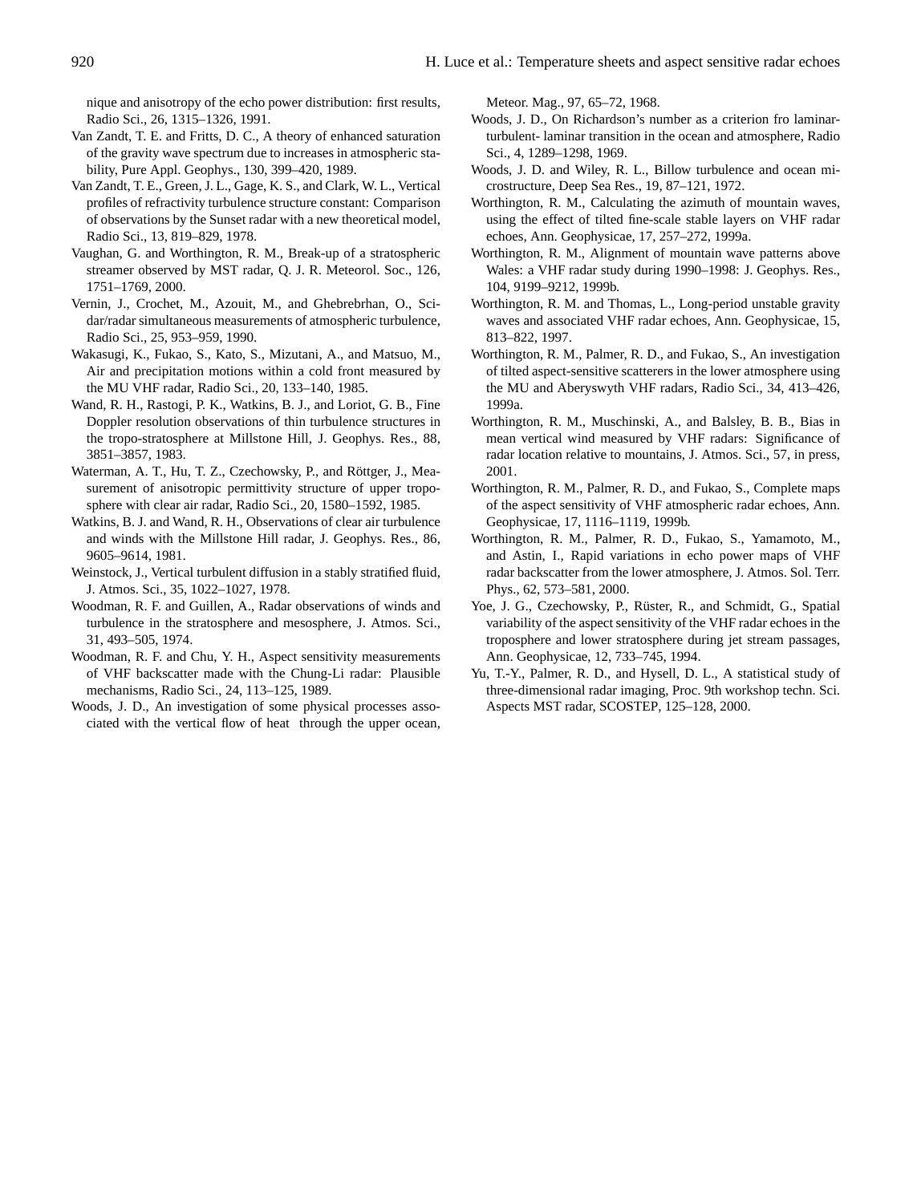nique and anisotropy of the echo power distribution: first results, Radio Sci., 26, 1315–1326, 1991.

Van Zandt, T. E. and Fritts, D. C., A theory of enhanced saturation of the gravity wave spectrum due to increases in atmospheric stability, Pure Appl. Geophys., 130, 399–420, 1989.

Van Zandt, T. E., Green, J. L., Gage, K. S., and Clark, W. L., Vertical profiles of refractivity turbulence structure constant: Comparison of observations by the Sunset radar with a new theoretical model, Radio Sci., 13, 819–829, 1978.

Vaughan, G. and Worthington, R. M., Break-up of a stratospheric streamer observed by MST radar, Q. J. R. Meteorol. Soc., 126, 1751–1769, 2000.

Vernin, J., Crochet, M., Azouit, M., and Ghebrebrhan, O., Scidar/radar simultaneous measurements of atmospheric turbulence, Radio Sci., 25, 953–959, 1990.

Wakasugi, K., Fukao, S., Kato, S., Mizutani, A., and Matsuo, M., Air and precipitation motions within a cold front measured by the MU VHF radar, Radio Sci., 20, 133–140, 1985.

Wand, R. H., Rastogi, P. K., Watkins, B. J., and Loriot, G. B., Fine Doppler resolution observations of thin turbulence structures in the tropo-stratosphere at Millstone Hill, J. Geophys. Res., 88, 3851–3857, 1983.

Waterman, A. T., Hu, T. Z., Czechowsky, P., and Röttger, J., Measurement of anisotropic permittivity structure of upper troposphere with clear air radar, Radio Sci., 20, 1580–1592, 1985.

Watkins, B. J. and Wand, R. H., Observations of clear air turbulence and winds with the Millstone Hill radar, J. Geophys. Res., 86, 9605–9614, 1981.

Weinstock, J., Vertical turbulent diffusion in a stably stratified fluid, J. Atmos. Sci., 35, 1022–1027, 1978.

Woodman, R. F. and Guillen, A., Radar observations of winds and turbulence in the stratosphere and mesosphere, J. Atmos. Sci., 31, 493–505, 1974.

Woodman, R. F. and Chu, Y. H., Aspect sensitivity measurements of VHF backscatter made with the Chung-Li radar: Plausible mechanisms, Radio Sci., 24, 113–125, 1989.

Woods, J. D., An investigation of some physical processes associated with the vertical flow of heat through the upper ocean, Meteor. Mag., 97, 65–72, 1968.

Woods, J. D., On Richardson's number as a criterion fro laminar-turbulent- laminar transition in the ocean and atmosphere, Radio Sci., 4, 1289–1298, 1969.

Woods, J. D. and Wiley, R. L., Billow turbulence and ocean microstructure, Deep Sea Res., 19, 87–121, 1972.

Worthington, R. M., Calculating the azimuth of mountain waves, using the effect of tilted fine-scale stable layers on VHF radar echoes, Ann. Geophysicae, 17, 257–272, 1999a.

Worthington, R. M., Alignment of mountain wave patterns above Wales: a VHF radar study during 1990–1998: J. Geophys. Res., 104, 9199–9212, 1999b.

Worthington, R. M. and Thomas, L., Long-period unstable gravity waves and associated VHF radar echoes, Ann. Geophysicae, 15, 813–822, 1997.

Worthington, R. M., Palmer, R. D., and Fukao, S., An investigation of tilted aspect-sensitive scatterers in the lower atmosphere using the MU and Aberyswyth VHF radars, Radio Sci., 34, 413–426, 1999a.

Worthington, R. M., Muschinski, A., and Balsley, B. B., Bias in mean vertical wind measured by VHF radars: Significance of radar location relative to mountains, J. Atmos. Sci., 57, in press, 2001.

Worthington, R. M., Palmer, R. D., and Fukao, S., Complete maps of the aspect sensitivity of VHF atmospheric radar echoes, Ann. Geophysicae, 17, 1116–1119, 1999b.

Worthington, R. M., Palmer, R. D., Fukao, S., Yamamoto, M., and Astin, I., Rapid variations in echo power maps of VHF radar backscatter from the lower atmosphere, J. Atmos. Sol. Terr. Phys., 62, 573–581, 2000.

Yoe, J. G., Czechowsky, P., Rüster, R., and Schmidt, G., Spatial variability of the aspect sensitivity of the VHF radar echoes in the troposphere and lower stratosphere during jet stream passages, Ann. Geophysicae, 12, 733–745, 1994.

Yu, T.-Y., Palmer, R. D., and Hysell, D. L., A statistical study of three-dimensional radar imaging, Proc. 9th workshop techn. Sci. Aspects MST radar, SCOSTEP, 125–128, 2000.